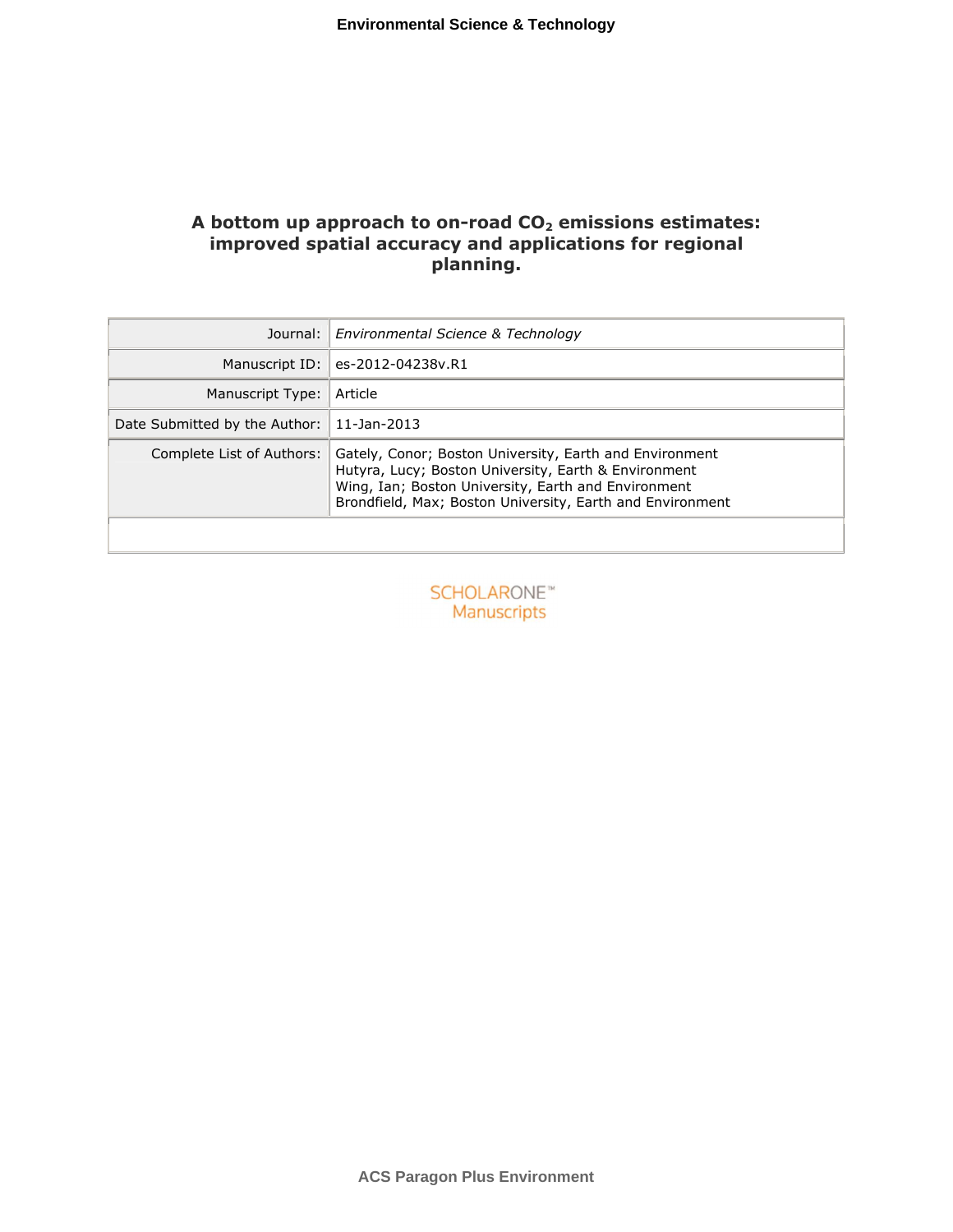# A bottom up approach to on-road $CO_2$ emissions estimates: improved spatial accuracy and applications for regional planning.

| | |
|---|---|
| Journal: | *Environmental Science & Technology* |
| Manuscript ID: | es-2012-04238v.R1 |
| Manuscript Type: | Article |
| Date Submitted by the Author: | 11-Jan-2013 |
| Complete List of Authors: | Gately, Conor; Boston University, Earth and Environment<br>Hutyra, Lucy; Boston University, Earth & Environment<br>Wing, Ian; Boston University, Earth and Environment<br>Brondfield, Max; Boston University, Earth and Environment |

SCHOLARONE™ Manuscripts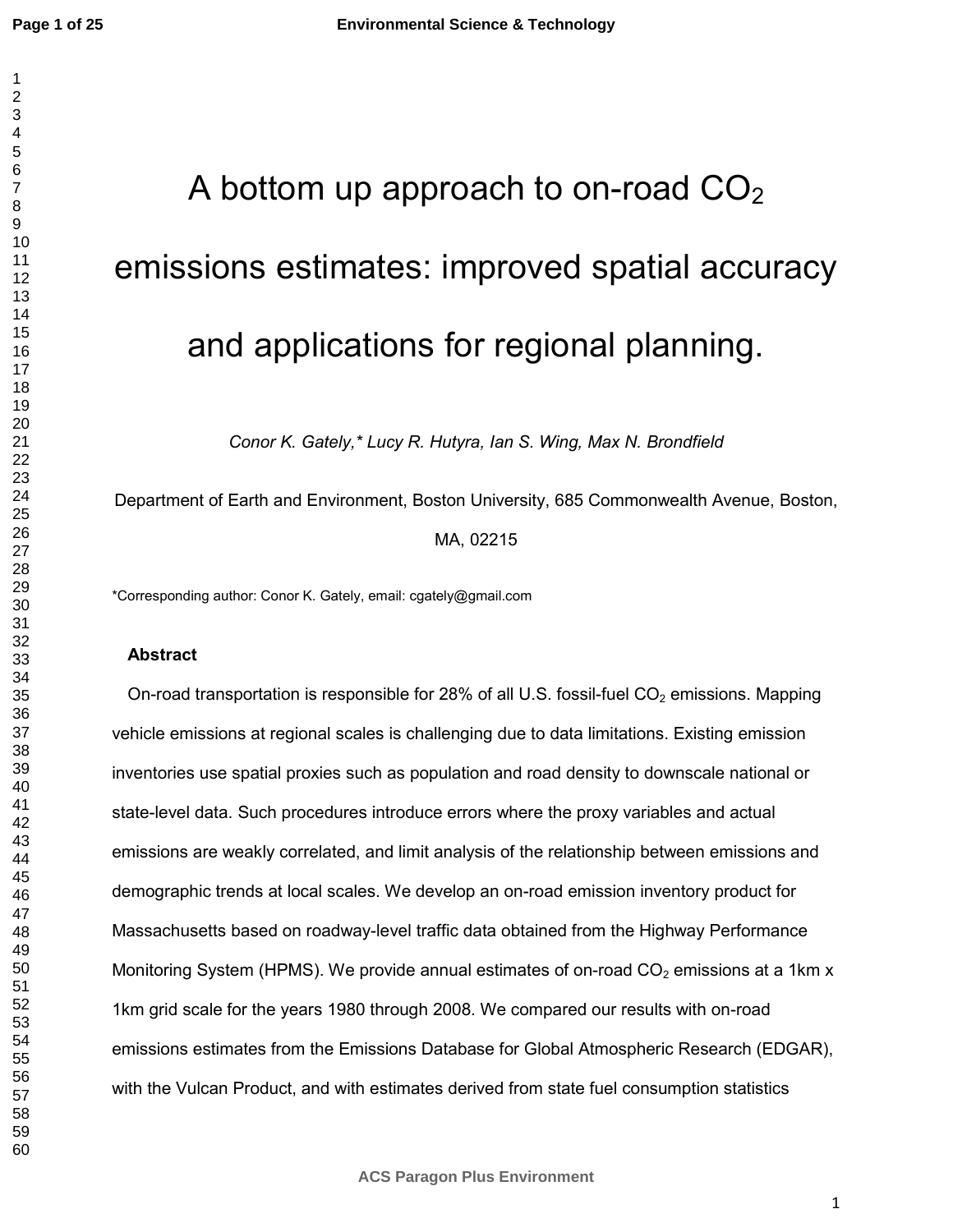# A bottom up approach to on-road $CO_2$ emissions estimates: improved spatial accuracy and applications for regional planning.

*Conor K. Gately,\* Lucy R. Hutyra, Ian S. Wing, Max N. Brondfield*

Department of Earth and Environment, Boston University, 685 Commonwealth Avenue, Boston, MA, 02215

\*Corresponding author: Conor K. Gately, email: cgately@gmail.com

**Abstract**

On-road transportation is responsible for 28% of all U.S. fossil-fuel $CO_2$ emissions. Mapping vehicle emissions at regional scales is challenging due to data limitations. Existing emission inventories use spatial proxies such as population and road density to downscale national or state-level data. Such procedures introduce errors where the proxy variables and actual emissions are weakly correlated, and limit analysis of the relationship between emissions and demographic trends at local scales. We develop an on-road emission inventory product for Massachusetts based on roadway-level traffic data obtained from the Highway Performance Monitoring System (HPMS). We provide annual estimates of on-road $CO_2$ emissions at a 1km x 1km grid scale for the years 1980 through 2008. We compared our results with on-road emissions estimates from the Emissions Database for Global Atmospheric Research (EDGAR), with the Vulcan Product, and with estimates derived from state fuel consumption statistics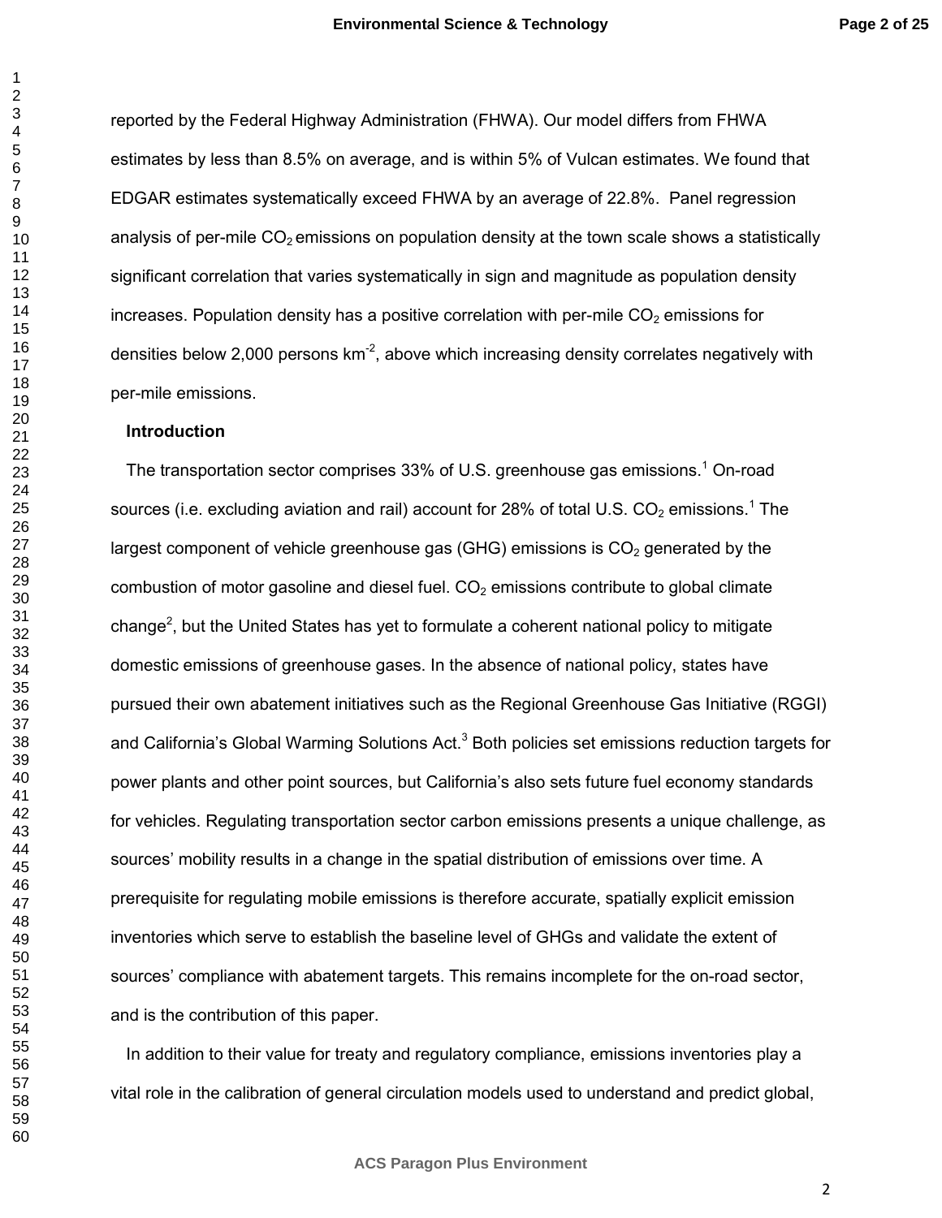reported by the Federal Highway Administration (FHWA). Our model differs from FHWA estimates by less than 8.5% on average, and is within 5% of Vulcan estimates. We found that EDGAR estimates systematically exceed FHWA by an average of 22.8%. Panel regression analysis of per-mile $CO_2$ emissions on population density at the town scale shows a statistically significant correlation that varies systematically in sign and magnitude as population density increases. Population density has a positive correlation with per-mile $CO_2$ emissions for densities below 2,000 persons $km^{-2}$, above which increasing density correlates negatively with per-mile emissions.

## Introduction

The transportation sector comprises 33% of U.S. greenhouse gas emissions.[1] On-road sources (i.e. excluding aviation and rail) account for 28% of total U.S. $CO_2$ emissions.[1] The largest component of vehicle greenhouse gas (GHG) emissions is $CO_2$ generated by the combustion of motor gasoline and diesel fuel. $CO_2$ emissions contribute to global climate change[2], but the United States has yet to formulate a coherent national policy to mitigate domestic emissions of greenhouse gases. In the absence of national policy, states have pursued their own abatement initiatives such as the Regional Greenhouse Gas Initiative (RGGI) and California's Global Warming Solutions Act.[3] Both policies set emissions reduction targets for power plants and other point sources, but California's also sets future fuel economy standards for vehicles. Regulating transportation sector carbon emissions presents a unique challenge, as sources' mobility results in a change in the spatial distribution of emissions over time. A prerequisite for regulating mobile emissions is therefore accurate, spatially explicit emission inventories which serve to establish the baseline level of GHGs and validate the extent of sources' compliance with abatement targets. This remains incomplete for the on-road sector, and is the contribution of this paper.

In addition to their value for treaty and regulatory compliance, emissions inventories play a vital role in the calibration of general circulation models used to understand and predict global,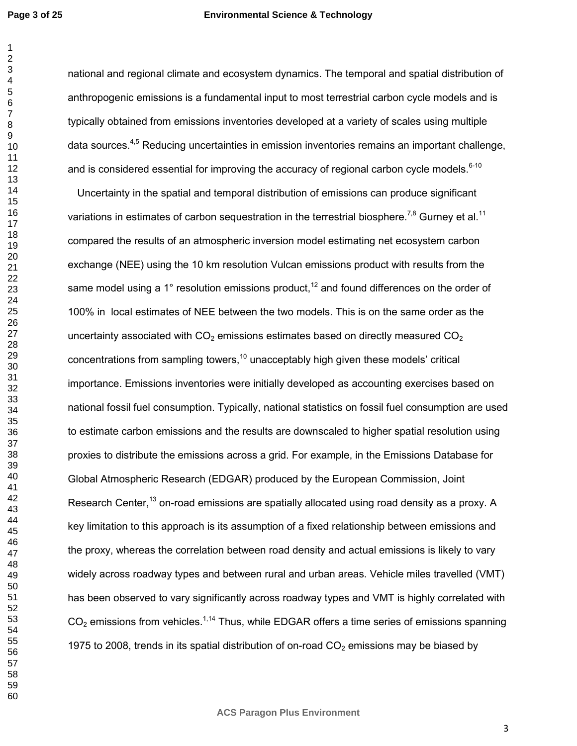national and regional climate and ecosystem dynamics. The temporal and spatial distribution of anthropogenic emissions is a fundamental input to most terrestrial carbon cycle models and is typically obtained from emissions inventories developed at a variety of scales using multiple data sources.[4,5] Reducing uncertainties in emission inventories remains an important challenge, and is considered essential for improving the accuracy of regional carbon cycle models.[6-10]

Uncertainty in the spatial and temporal distribution of emissions can produce significant variations in estimates of carbon sequestration in the terrestrial biosphere.[7,8] Gurney et al.[11] compared the results of an atmospheric inversion model estimating net ecosystem carbon exchange (NEE) using the 10 km resolution Vulcan emissions product with results from the same model using a 1° resolution emissions product,[12] and found differences on the order of 100% in local estimates of NEE between the two models. This is on the same order as the uncertainty associated with $CO_2$ emissions estimates based on directly measured $CO_2$ concentrations from sampling towers,[10] unacceptably high given these models' critical importance. Emissions inventories were initially developed as accounting exercises based on national fossil fuel consumption. Typically, national statistics on fossil fuel consumption are used to estimate carbon emissions and the results are downscaled to higher spatial resolution using proxies to distribute the emissions across a grid. For example, in the Emissions Database for Global Atmospheric Research (EDGAR) produced by the European Commission, Joint Research Center,[13] on-road emissions are spatially allocated using road density as a proxy. A key limitation to this approach is its assumption of a fixed relationship between emissions and the proxy, whereas the correlation between road density and actual emissions is likely to vary widely across roadway types and between rural and urban areas. Vehicle miles travelled (VMT) has been observed to vary significantly across roadway types and VMT is highly correlated with $CO_2$ emissions from vehicles.[1,14] Thus, while EDGAR offers a time series of emissions spanning 1975 to 2008, trends in its spatial distribution of on-road $CO_2$ emissions may be biased by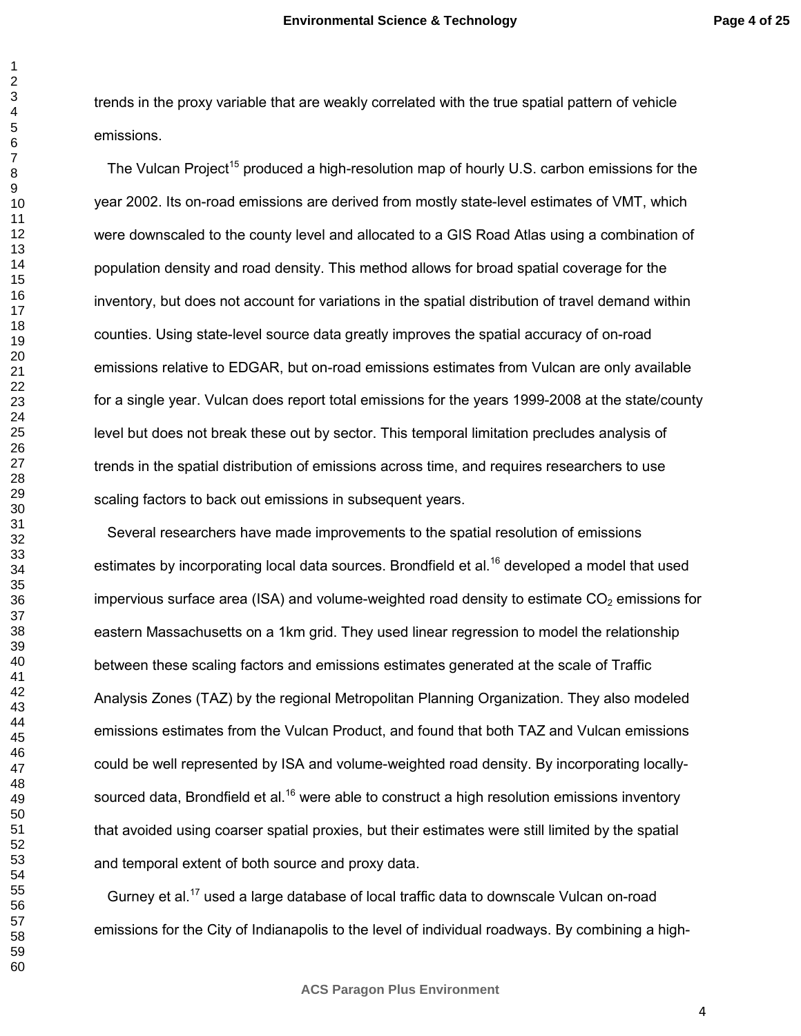trends in the proxy variable that are weakly correlated with the true spatial pattern of vehicle emissions.

The Vulcan Project[15] produced a high-resolution map of hourly U.S. carbon emissions for the year 2002. Its on-road emissions are derived from mostly state-level estimates of VMT, which were downscaled to the county level and allocated to a GIS Road Atlas using a combination of population density and road density. This method allows for broad spatial coverage for the inventory, but does not account for variations in the spatial distribution of travel demand within counties. Using state-level source data greatly improves the spatial accuracy of on-road emissions relative to EDGAR, but on-road emissions estimates from Vulcan are only available for a single year. Vulcan does report total emissions for the years 1999-2008 at the state/county level but does not break these out by sector. This temporal limitation precludes analysis of trends in the spatial distribution of emissions across time, and requires researchers to use scaling factors to back out emissions in subsequent years.

Several researchers have made improvements to the spatial resolution of emissions estimates by incorporating local data sources. Brondfield et al.[16] developed a model that used impervious surface area (ISA) and volume-weighted road density to estimate $CO_2$ emissions for eastern Massachusetts on a 1km grid. They used linear regression to model the relationship between these scaling factors and emissions estimates generated at the scale of Traffic Analysis Zones (TAZ) by the regional Metropolitan Planning Organization. They also modeled emissions estimates from the Vulcan Product, and found that both TAZ and Vulcan emissions could be well represented by ISA and volume-weighted road density. By incorporating locally-sourced data, Brondfield et al.[16] were able to construct a high resolution emissions inventory that avoided using coarser spatial proxies, but their estimates were still limited by the spatial and temporal extent of both source and proxy data.

Gurney et al.[17] used a large database of local traffic data to downscale Vulcan on-road emissions for the City of Indianapolis to the level of individual roadways. By combining a high-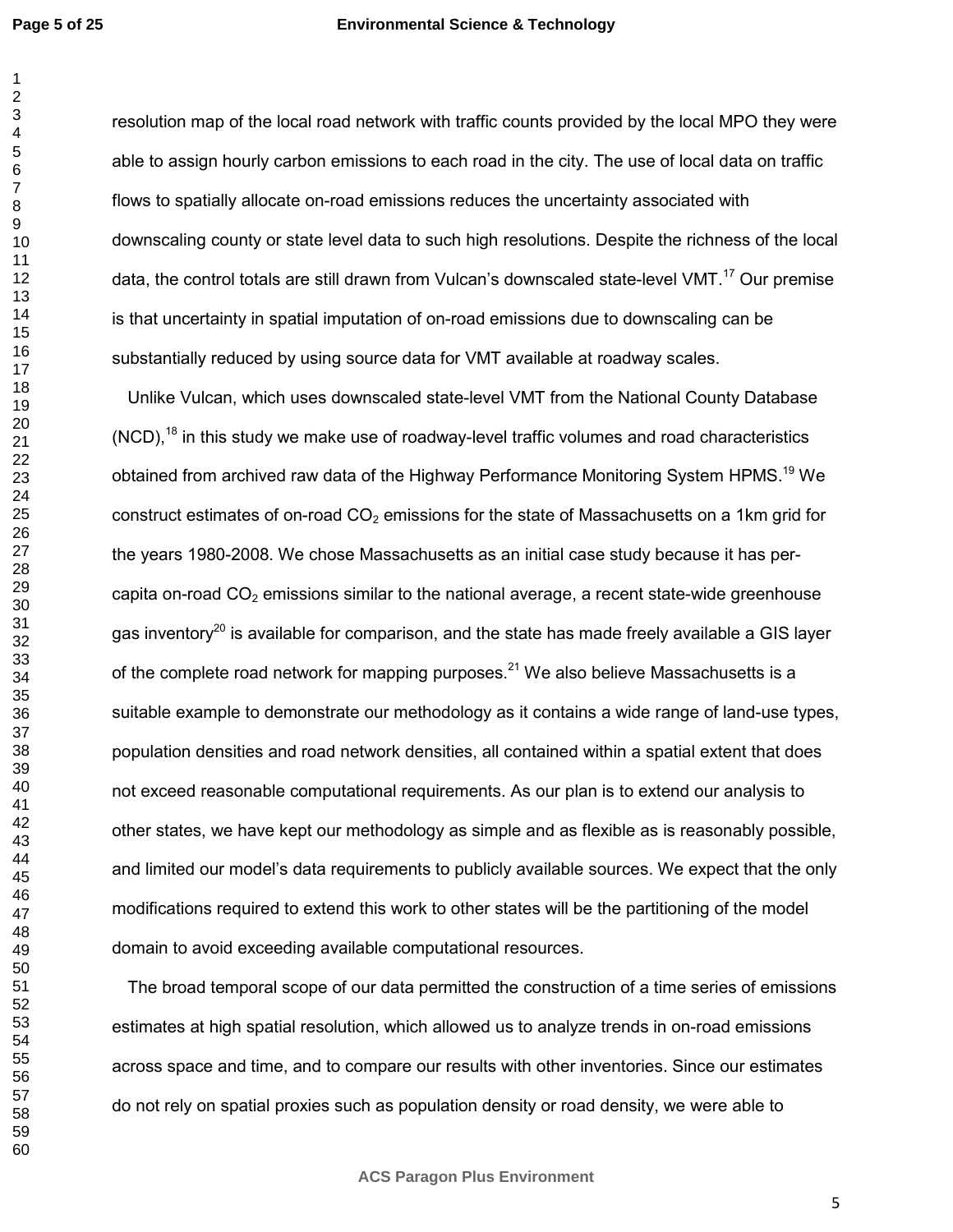resolution map of the local road network with traffic counts provided by the local MPO they were able to assign hourly carbon emissions to each road in the city. The use of local data on traffic flows to spatially allocate on-road emissions reduces the uncertainty associated with downscaling county or state level data to such high resolutions. Despite the richness of the local data, the control totals are still drawn from Vulcan's downscaled state-level VMT.[17] Our premise is that uncertainty in spatial imputation of on-road emissions due to downscaling can be substantially reduced by using source data for VMT available at roadway scales.

Unlike Vulcan, which uses downscaled state-level VMT from the National County Database (NCD),[18] in this study we make use of roadway-level traffic volumes and road characteristics obtained from archived raw data of the Highway Performance Monitoring System HPMS.[19] We construct estimates of on-road $CO_2$ emissions for the state of Massachusetts on a 1km grid for the years 1980-2008. We chose Massachusetts as an initial case study because it has per-capita on-road $CO_2$ emissions similar to the national average, a recent state-wide greenhouse gas inventory[20] is available for comparison, and the state has made freely available a GIS layer of the complete road network for mapping purposes.[21] We also believe Massachusetts is a suitable example to demonstrate our methodology as it contains a wide range of land-use types, population densities and road network densities, all contained within a spatial extent that does not exceed reasonable computational requirements. As our plan is to extend our analysis to other states, we have kept our methodology as simple and as flexible as is reasonably possible, and limited our model's data requirements to publicly available sources. We expect that the only modifications required to extend this work to other states will be the partitioning of the model domain to avoid exceeding available computational resources.

The broad temporal scope of our data permitted the construction of a time series of emissions estimates at high spatial resolution, which allowed us to analyze trends in on-road emissions across space and time, and to compare our results with other inventories. Since our estimates do not rely on spatial proxies such as population density or road density, we were able to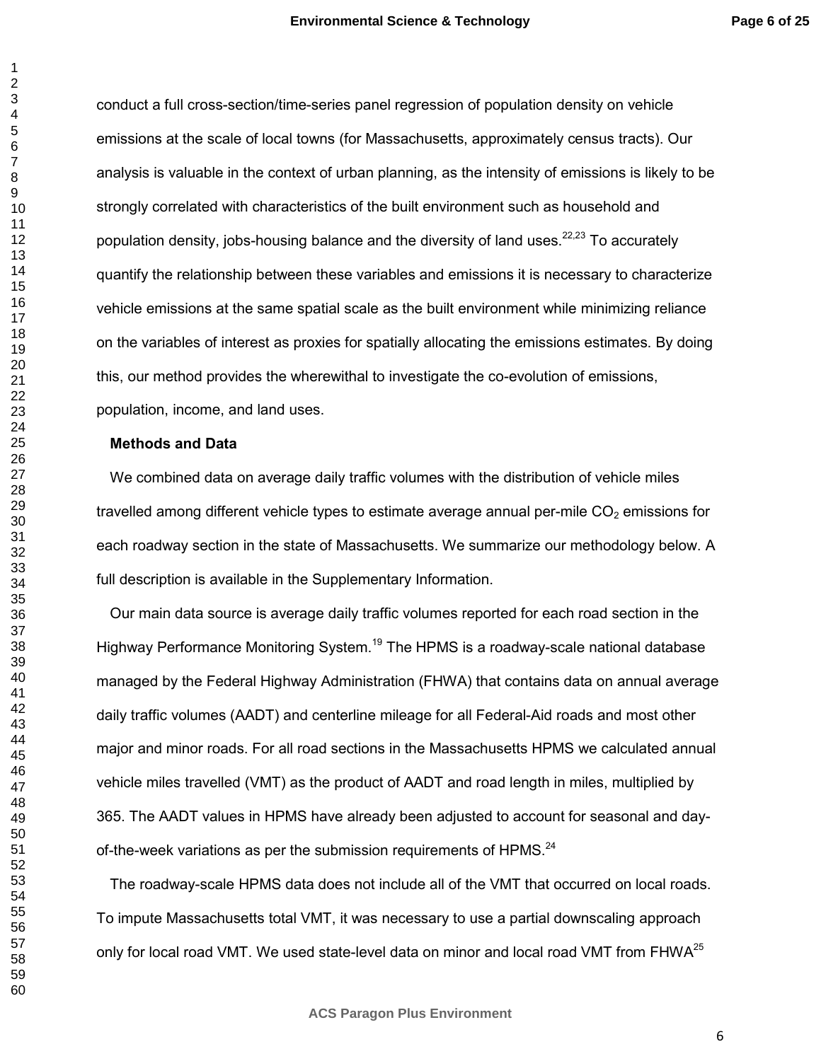conduct a full cross-section/time-series panel regression of population density on vehicle emissions at the scale of local towns (for Massachusetts, approximately census tracts). Our analysis is valuable in the context of urban planning, as the intensity of emissions is likely to be strongly correlated with characteristics of the built environment such as household and population density, jobs-housing balance and the diversity of land uses.[22,23] To accurately quantify the relationship between these variables and emissions it is necessary to characterize vehicle emissions at the same spatial scale as the built environment while minimizing reliance on the variables of interest as proxies for spatially allocating the emissions estimates. By doing this, our method provides the wherewithal to investigate the co-evolution of emissions, population, income, and land uses.

## Methods and Data

We combined data on average daily traffic volumes with the distribution of vehicle miles travelled among different vehicle types to estimate average annual per-mile $CO_2$ emissions for each roadway section in the state of Massachusetts. We summarize our methodology below. A full description is available in the Supplementary Information.

Our main data source is average daily traffic volumes reported for each road section in the Highway Performance Monitoring System.[19] The HPMS is a roadway-scale national database managed by the Federal Highway Administration (FHWA) that contains data on annual average daily traffic volumes (AADT) and centerline mileage for all Federal-Aid roads and most other major and minor roads. For all road sections in the Massachusetts HPMS we calculated annual vehicle miles travelled (VMT) as the product of AADT and road length in miles, multiplied by 365. The AADT values in HPMS have already been adjusted to account for seasonal and day-of-the-week variations as per the submission requirements of HPMS.[24]

The roadway-scale HPMS data does not include all of the VMT that occurred on local roads. To impute Massachusetts total VMT, it was necessary to use a partial downscaling approach only for local road VMT. We used state-level data on minor and local road VMT from FHWA[25]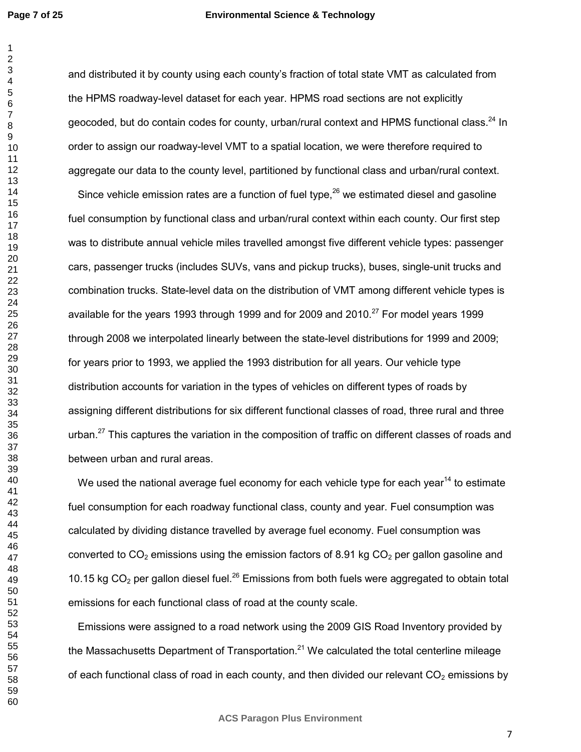and distributed it by county using each county's fraction of total state VMT as calculated from the HPMS roadway-level dataset for each year. HPMS road sections are not explicitly geocoded, but do contain codes for county, urban/rural context and HPMS functional class.[24] In order to assign our roadway-level VMT to a spatial location, we were therefore required to aggregate our data to the county level, partitioned by functional class and urban/rural context.

Since vehicle emission rates are a function of fuel type,[26] we estimated diesel and gasoline fuel consumption by functional class and urban/rural context within each county. Our first step was to distribute annual vehicle miles travelled amongst five different vehicle types: passenger cars, passenger trucks (includes SUVs, vans and pickup trucks), buses, single-unit trucks and combination trucks. State-level data on the distribution of VMT among different vehicle types is available for the years 1993 through 1999 and for 2009 and 2010.[27] For model years 1999 through 2008 we interpolated linearly between the state-level distributions for 1999 and 2009; for years prior to 1993, we applied the 1993 distribution for all years. Our vehicle type distribution accounts for variation in the types of vehicles on different types of roads by assigning different distributions for six different functional classes of road, three rural and three urban.[27] This captures the variation in the composition of traffic on different classes of roads and between urban and rural areas.

We used the national average fuel economy for each vehicle type for each year[14] to estimate fuel consumption for each roadway functional class, county and year. Fuel consumption was calculated by dividing distance travelled by average fuel economy. Fuel consumption was converted to $CO_2$ emissions using the emission factors of 8.91 kg $CO_2$ per gallon gasoline and 10.15 kg $CO_2$ per gallon diesel fuel.[26] Emissions from both fuels were aggregated to obtain total emissions for each functional class of road at the county scale.

Emissions were assigned to a road network using the 2009 GIS Road Inventory provided by the Massachusetts Department of Transportation.[21] We calculated the total centerline mileage of each functional class of road in each county, and then divided our relevant $CO_2$ emissions by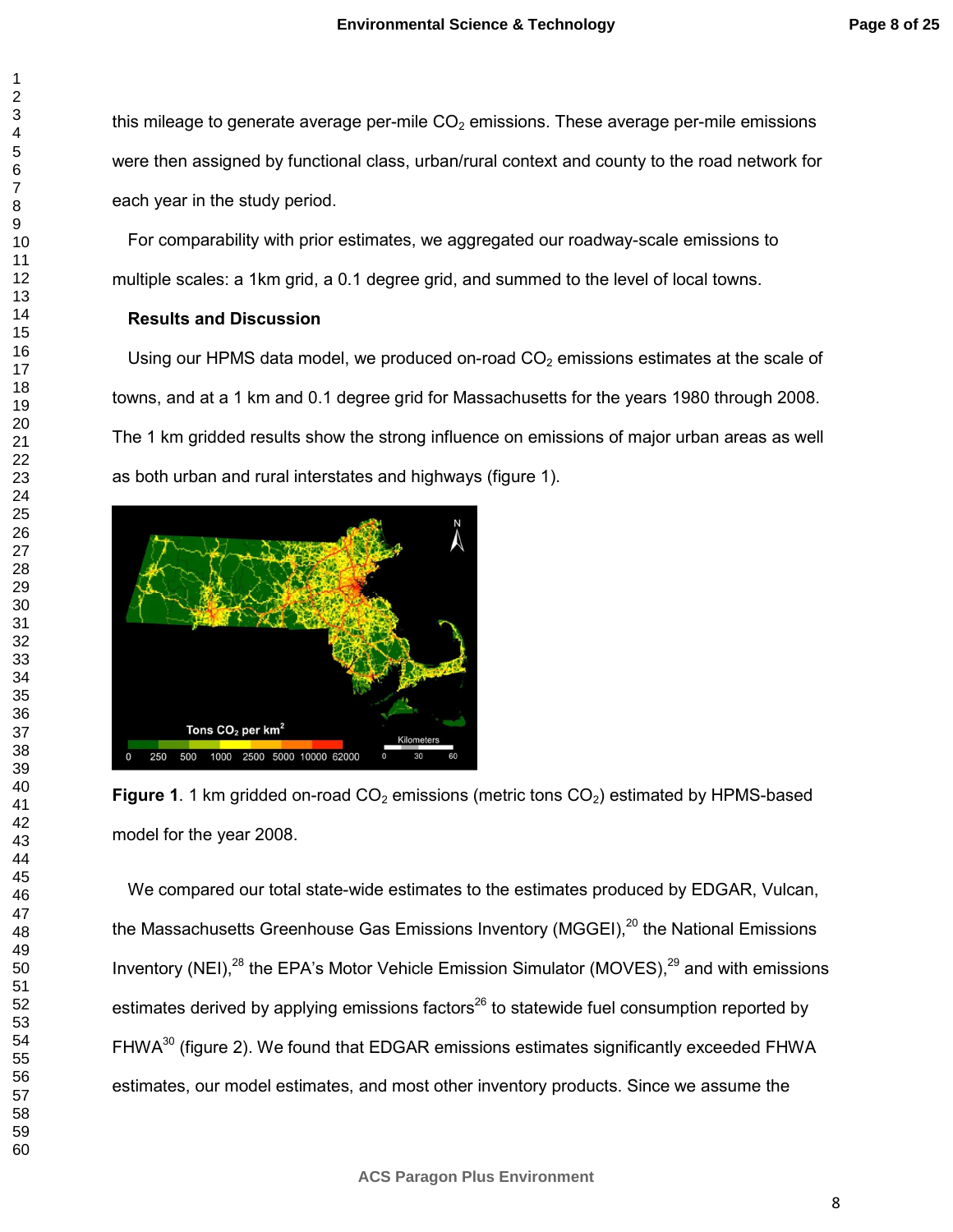this mileage to generate average per-mile $CO_2$ emissions. These average per-mile emissions were then assigned by functional class, urban/rural context and county to the road network for each year in the study period.

For comparability with prior estimates, we aggregated our roadway-scale emissions to multiple scales: a 1km grid, a 0.1 degree grid, and summed to the level of local towns.

## Results and Discussion

Using our HPMS data model, we produced on-road $CO_2$ emissions estimates at the scale of towns, and at a 1 km and 0.1 degree grid for Massachusetts for the years 1980 through 2008. The 1 km gridded results show the strong influence on emissions of major urban areas as well as both urban and rural interstates and highways (figure 1).

**Figure 1**. 1 km gridded on-road $CO_2$ emissions (metric tons $CO_2$) estimated by HPMS-based model for the year 2008.

We compared our total state-wide estimates to the estimates produced by EDGAR, Vulcan, the Massachusetts Greenhouse Gas Emissions Inventory (MGGEI),[20] the National Emissions Inventory (NEI),[28] the EPA's Motor Vehicle Emission Simulator (MOVES),[29] and with emissions estimates derived by applying emissions factors[26] to statewide fuel consumption reported by FHWA[30] (figure 2). We found that EDGAR emissions estimates significantly exceeded FHWA estimates, our model estimates, and most other inventory products. Since we assume the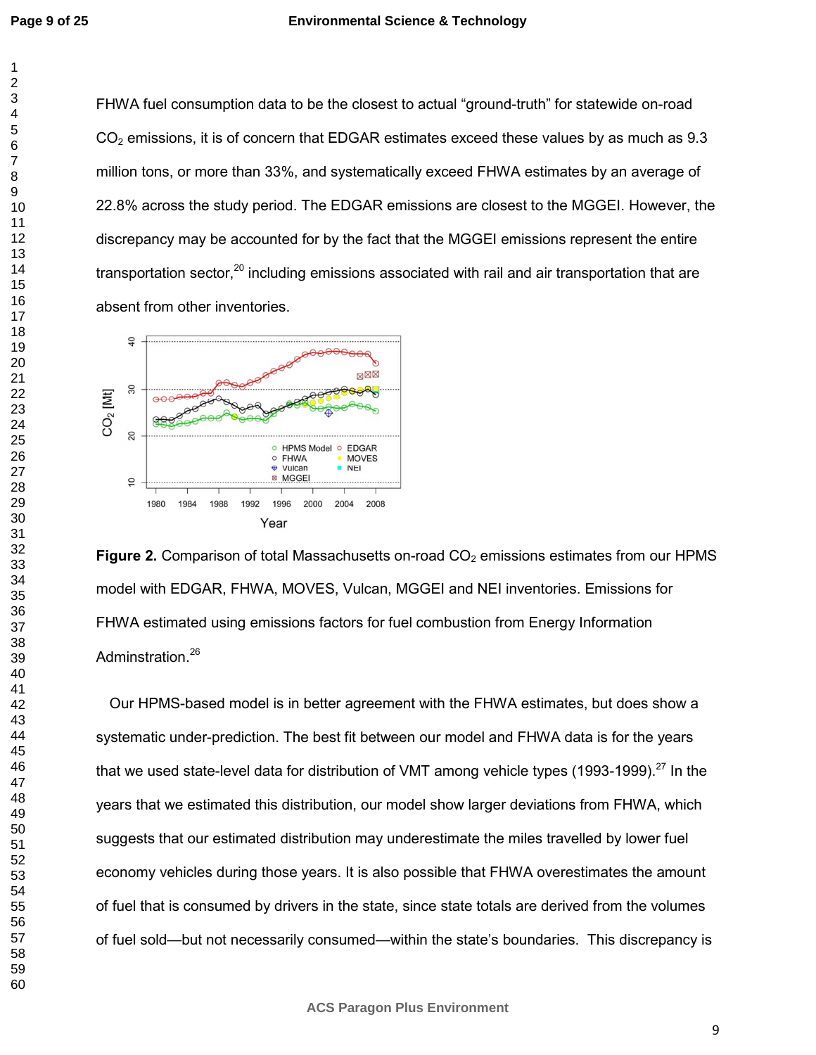FHWA fuel consumption data to be the closest to actual "ground-truth" for statewide on-road $CO_2$ emissions, it is of concern that EDGAR estimates exceed these values by as much as 9.3 million tons, or more than 33%, and systematically exceed FHWA estimates by an average of 22.8% across the study period. The EDGAR emissions are closest to the MGGEI. However, the discrepancy may be accounted for by the fact that the MGGEI emissions represent the entire transportation sector,[20] including emissions associated with rail and air transportation that are absent from other inventories.

**Figure 2.** Comparison of total Massachusetts on-road $CO_2$ emissions estimates from our HPMS model with EDGAR, FHWA, MOVES, Vulcan, MGGEI and NEI inventories. Emissions for FHWA estimated using emissions factors for fuel combustion from Energy Information Adminstration.[26]

Our HPMS-based model is in better agreement with the FHWA estimates, but does show a systematic under-prediction. The best fit between our model and FHWA data is for the years that we used state-level data for distribution of VMT among vehicle types (1993-1999).[27] In the years that we estimated this distribution, our model show larger deviations from FHWA, which suggests that our estimated distribution may underestimate the miles travelled by lower fuel economy vehicles during those years. It is also possible that FHWA overestimates the amount of fuel that is consumed by drivers in the state, since state totals are derived from the volumes of fuel sold—but not necessarily consumed—within the state's boundaries. This discrepancy is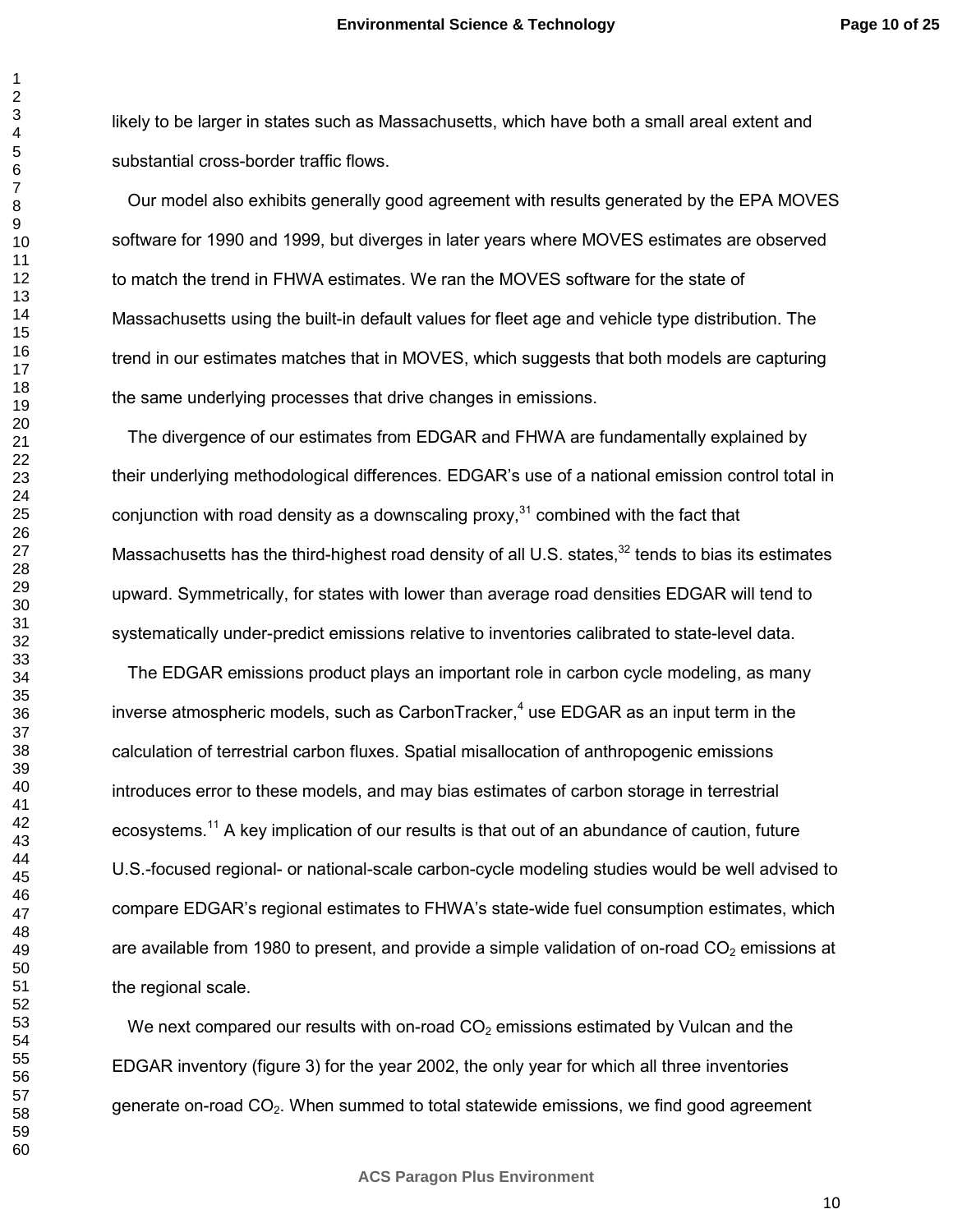likely to be larger in states such as Massachusetts, which have both a small areal extent and substantial cross-border traffic flows.

Our model also exhibits generally good agreement with results generated by the EPA MOVES software for 1990 and 1999, but diverges in later years where MOVES estimates are observed to match the trend in FHWA estimates. We ran the MOVES software for the state of Massachusetts using the built-in default values for fleet age and vehicle type distribution. The trend in our estimates matches that in MOVES, which suggests that both models are capturing the same underlying processes that drive changes in emissions.

The divergence of our estimates from EDGAR and FHWA are fundamentally explained by their underlying methodological differences. EDGAR's use of a national emission control total in conjunction with road density as a downscaling proxy,[31] combined with the fact that Massachusetts has the third-highest road density of all U.S. states,[32] tends to bias its estimates upward. Symmetrically, for states with lower than average road densities EDGAR will tend to systematically under-predict emissions relative to inventories calibrated to state-level data.

The EDGAR emissions product plays an important role in carbon cycle modeling, as many inverse atmospheric models, such as CarbonTracker,[4] use EDGAR as an input term in the calculation of terrestrial carbon fluxes. Spatial misallocation of anthropogenic emissions introduces error to these models, and may bias estimates of carbon storage in terrestrial ecosystems.[11] A key implication of our results is that out of an abundance of caution, future U.S.-focused regional- or national-scale carbon-cycle modeling studies would be well advised to compare EDGAR's regional estimates to FHWA's state-wide fuel consumption estimates, which are available from 1980 to present, and provide a simple validation of on-road $CO_2$ emissions at the regional scale.

We next compared our results with on-road $CO_2$ emissions estimated by Vulcan and the EDGAR inventory (figure 3) for the year 2002, the only year for which all three inventories generate on-road $CO_2$. When summed to total statewide emissions, we find good agreement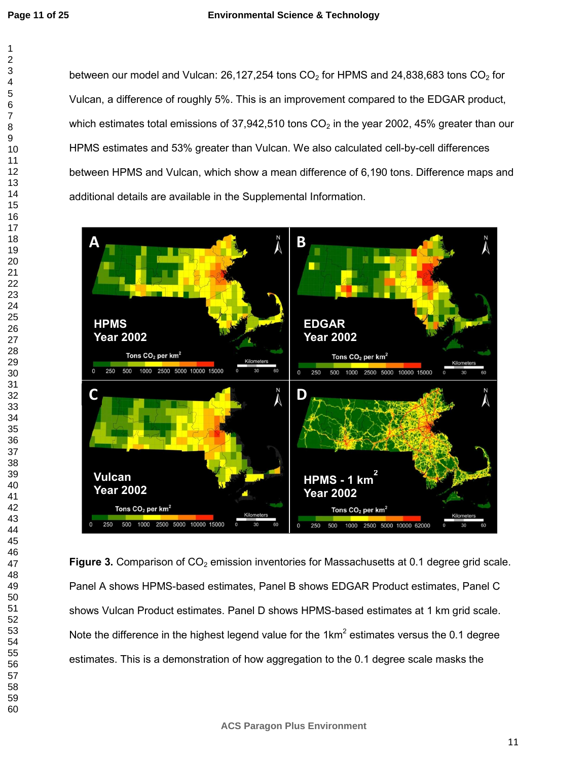between our model and Vulcan: 26,127,254 tons $CO_2$ for HPMS and 24,838,683 tons $CO_2$ for Vulcan, a difference of roughly 5%. This is an improvement compared to the EDGAR product, which estimates total emissions of 37,942,510 tons $CO_2$ in the year 2002, 45% greater than our HPMS estimates and 53% greater than Vulcan. We also calculated cell-by-cell differences between HPMS and Vulcan, which show a mean difference of 6,190 tons. Difference maps and additional details are available in the Supplemental Information.

**Figure 3.** Comparison of $CO_2$ emission inventories for Massachusetts at 0.1 degree grid scale. Panel A shows HPMS-based estimates, Panel B shows EDGAR Product estimates, Panel C shows Vulcan Product estimates. Panel D shows HPMS-based estimates at 1 km grid scale. Note the difference in the highest legend value for the 1km$^2$ estimates versus the 0.1 degree estimates. This is a demonstration of how aggregation to the 0.1 degree scale masks the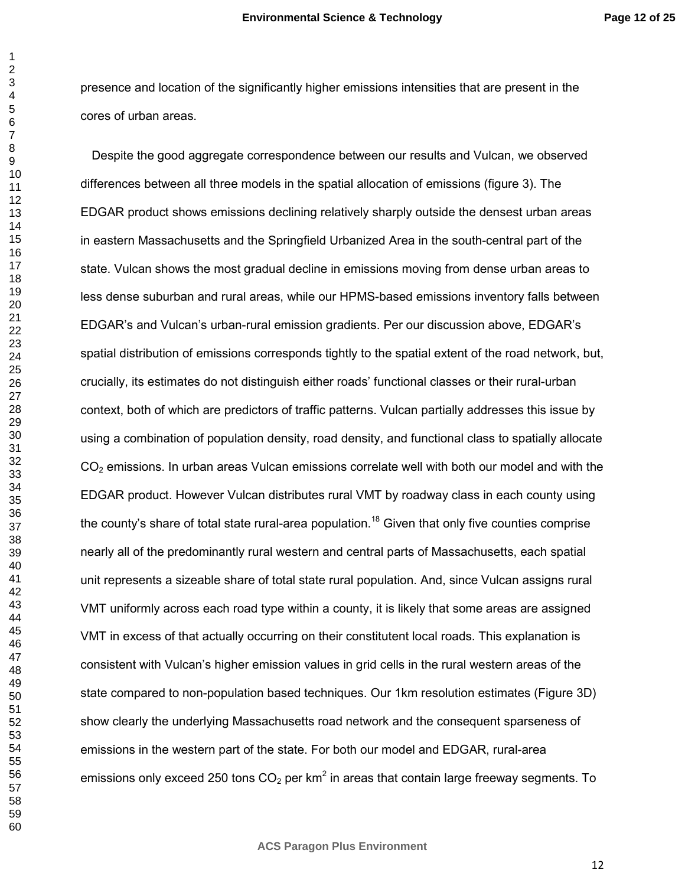presence and location of the significantly higher emissions intensities that are present in the cores of urban areas.

Despite the good aggregate correspondence between our results and Vulcan, we observed differences between all three models in the spatial allocation of emissions (figure 3). The EDGAR product shows emissions declining relatively sharply outside the densest urban areas in eastern Massachusetts and the Springfield Urbanized Area in the south-central part of the state. Vulcan shows the most gradual decline in emissions moving from dense urban areas to less dense suburban and rural areas, while our HPMS-based emissions inventory falls between EDGAR's and Vulcan's urban-rural emission gradients. Per our discussion above, EDGAR's spatial distribution of emissions corresponds tightly to the spatial extent of the road network, but, crucially, its estimates do not distinguish either roads' functional classes or their rural-urban context, both of which are predictors of traffic patterns. Vulcan partially addresses this issue by using a combination of population density, road density, and functional class to spatially allocate $CO_2$ emissions. In urban areas Vulcan emissions correlate well with both our model and with the EDGAR product. However Vulcan distributes rural VMT by roadway class in each county using the county's share of total state rural-area population.[18] Given that only five counties comprise nearly all of the predominantly rural western and central parts of Massachusetts, each spatial unit represents a sizeable share of total state rural population. And, since Vulcan assigns rural VMT uniformly across each road type within a county, it is likely that some areas are assigned VMT in excess of that actually occurring on their constitutent local roads. This explanation is consistent with Vulcan's higher emission values in grid cells in the rural western areas of the state compared to non-population based techniques. Our 1km resolution estimates (Figure 3D) show clearly the underlying Massachusetts road network and the consequent sparseness of emissions in the western part of the state. For both our model and EDGAR, rural-area emissions only exceed 250 tons $CO_2$ per $km^2$ in areas that contain large freeway segments. To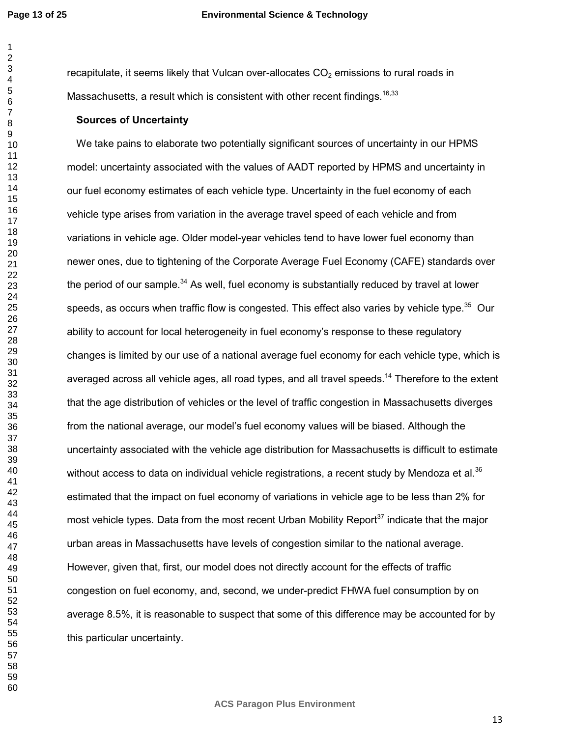recapitulate, it seems likely that Vulcan over-allocates $CO_2$ emissions to rural roads in Massachusetts, a result which is consistent with other recent findings.[16,33]

### Sources of Uncertainty

We take pains to elaborate two potentially significant sources of uncertainty in our HPMS model: uncertainty associated with the values of AADT reported by HPMS and uncertainty in our fuel economy estimates of each vehicle type. Uncertainty in the fuel economy of each vehicle type arises from variation in the average travel speed of each vehicle and from variations in vehicle age. Older model-year vehicles tend to have lower fuel economy than newer ones, due to tightening of the Corporate Average Fuel Economy (CAFE) standards over the period of our sample.[34] As well, fuel economy is substantially reduced by travel at lower speeds, as occurs when traffic flow is congested. This effect also varies by vehicle type.[35] Our ability to account for local heterogeneity in fuel economy's response to these regulatory changes is limited by our use of a national average fuel economy for each vehicle type, which is averaged across all vehicle ages, all road types, and all travel speeds.[14] Therefore to the extent that the age distribution of vehicles or the level of traffic congestion in Massachusetts diverges from the national average, our model's fuel economy values will be biased. Although the uncertainty associated with the vehicle age distribution for Massachusetts is difficult to estimate without access to data on individual vehicle registrations, a recent study by Mendoza et al.[36] estimated that the impact on fuel economy of variations in vehicle age to be less than 2% for most vehicle types. Data from the most recent Urban Mobility Report[37] indicate that the major urban areas in Massachusetts have levels of congestion similar to the national average. However, given that, first, our model does not directly account for the effects of traffic congestion on fuel economy, and, second, we under-predict FHWA fuel consumption by on average 8.5%, it is reasonable to suspect that some of this difference may be accounted for by this particular uncertainty.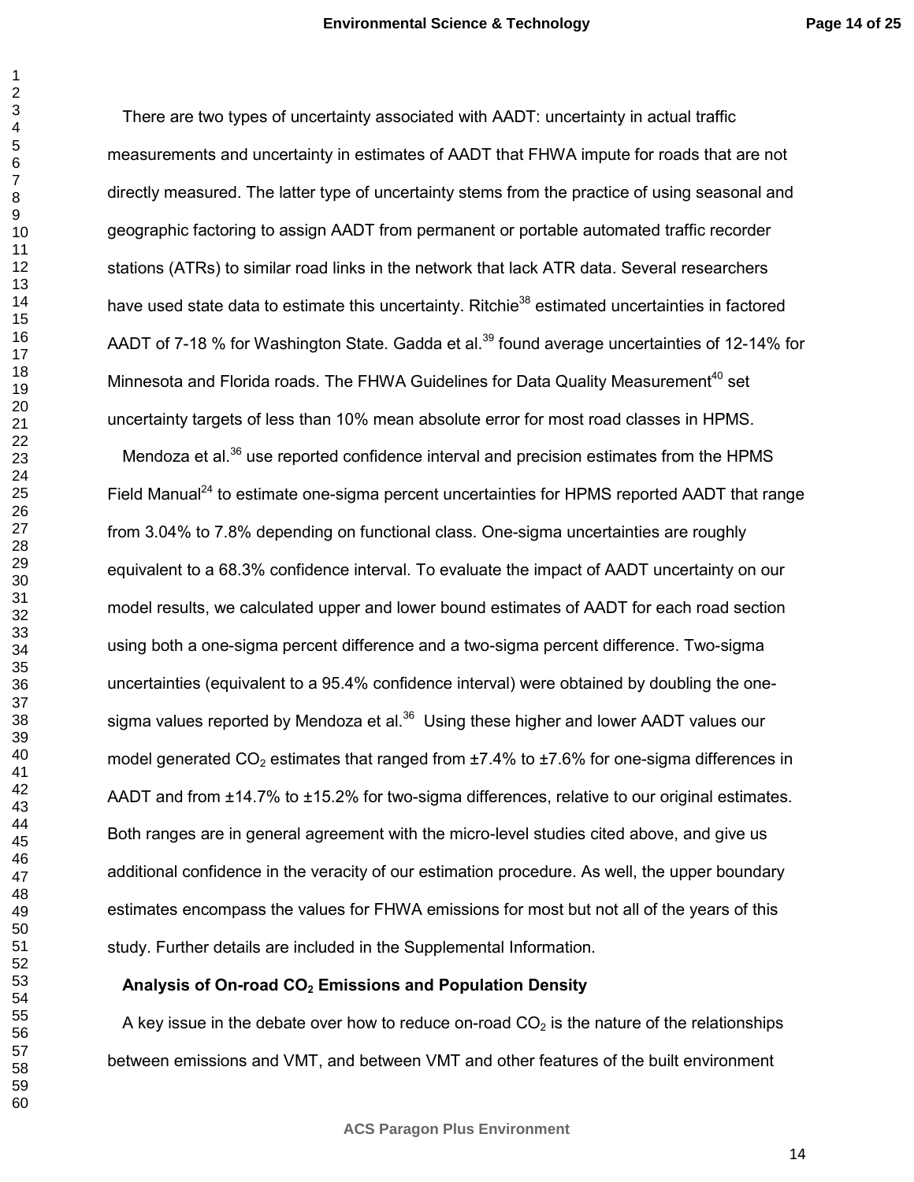There are two types of uncertainty associated with AADT: uncertainty in actual traffic measurements and uncertainty in estimates of AADT that FHWA impute for roads that are not directly measured. The latter type of uncertainty stems from the practice of using seasonal and geographic factoring to assign AADT from permanent or portable automated traffic recorder stations (ATRs) to similar road links in the network that lack ATR data. Several researchers have used state data to estimate this uncertainty. Ritchie[38] estimated uncertainties in factored AADT of 7-18 % for Washington State. Gadda et al.[39] found average uncertainties of 12-14% for Minnesota and Florida roads. The FHWA Guidelines for Data Quality Measurement[40] set uncertainty targets of less than 10% mean absolute error for most road classes in HPMS.

Mendoza et al.[36] use reported confidence interval and precision estimates from the HPMS Field Manual[24] to estimate one-sigma percent uncertainties for HPMS reported AADT that range from 3.04% to 7.8% depending on functional class. One-sigma uncertainties are roughly equivalent to a 68.3% confidence interval. To evaluate the impact of AADT uncertainty on our model results, we calculated upper and lower bound estimates of AADT for each road section using both a one-sigma percent difference and a two-sigma percent difference. Two-sigma uncertainties (equivalent to a 95.4% confidence interval) were obtained by doubling the one-sigma values reported by Mendoza et al.[36] Using these higher and lower AADT values our model generated $CO_2$ estimates that ranged from ±7.4% to ±7.6% for one-sigma differences in AADT and from ±14.7% to ±15.2% for two-sigma differences, relative to our original estimates. Both ranges are in general agreement with the micro-level studies cited above, and give us additional confidence in the veracity of our estimation procedure. As well, the upper boundary estimates encompass the values for FHWA emissions for most but not all of the years of this study. Further details are included in the Supplemental Information.

### Analysis of On-road $CO_2$ Emissions and Population Density

A key issue in the debate over how to reduce on-road $CO_2$ is the nature of the relationships between emissions and VMT, and between VMT and other features of the built environment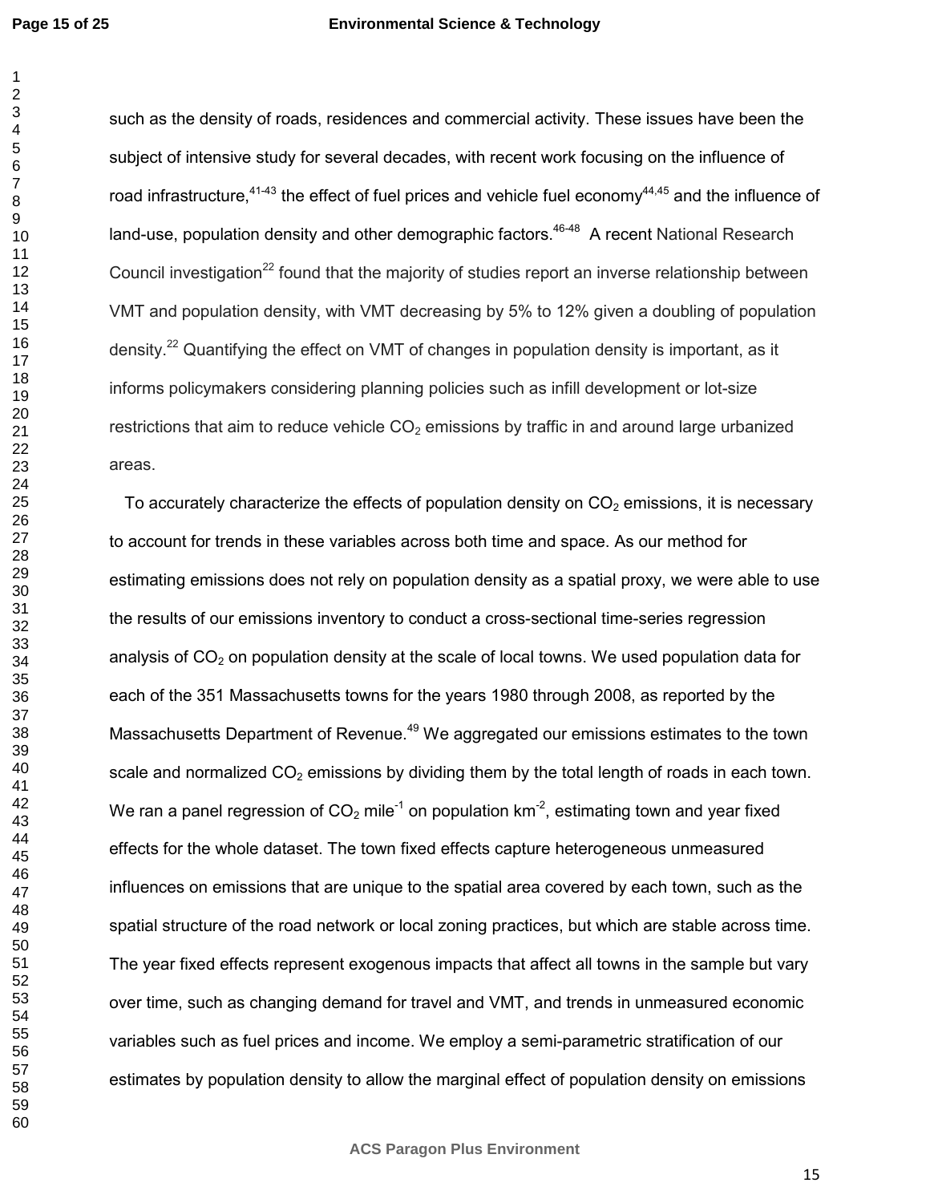such as the density of roads, residences and commercial activity. These issues have been the subject of intensive study for several decades, with recent work focusing on the influence of road infrastructure,[41-43] the effect of fuel prices and vehicle fuel economy[44,45] and the influence of land-use, population density and other demographic factors.[46-48] A recent National Research Council investigation[22] found that the majority of studies report an inverse relationship between VMT and population density, with VMT decreasing by 5% to 12% given a doubling of population density.[22] Quantifying the effect on VMT of changes in population density is important, as it informs policymakers considering planning policies such as infill development or lot-size restrictions that aim to reduce vehicle $CO_2$ emissions by traffic in and around large urbanized areas.

To accurately characterize the effects of population density on $CO_2$ emissions, it is necessary to account for trends in these variables across both time and space. As our method for estimating emissions does not rely on population density as a spatial proxy, we were able to use the results of our emissions inventory to conduct a cross-sectional time-series regression analysis of $CO_2$ on population density at the scale of local towns. We used population data for each of the 351 Massachusetts towns for the years 1980 through 2008, as reported by the Massachusetts Department of Revenue.[49] We aggregated our emissions estimates to the town scale and normalized $CO_2$ emissions by dividing them by the total length of roads in each town. We ran a panel regression of $CO_2$ mile$^{-1}$ on population km$^{-2}$, estimating town and year fixed effects for the whole dataset. The town fixed effects capture heterogeneous unmeasured influences on emissions that are unique to the spatial area covered by each town, such as the spatial structure of the road network or local zoning practices, but which are stable across time. The year fixed effects represent exogenous impacts that affect all towns in the sample but vary over time, such as changing demand for travel and VMT, and trends in unmeasured economic variables such as fuel prices and income. We employ a semi-parametric stratification of our estimates by population density to allow the marginal effect of population density on emissions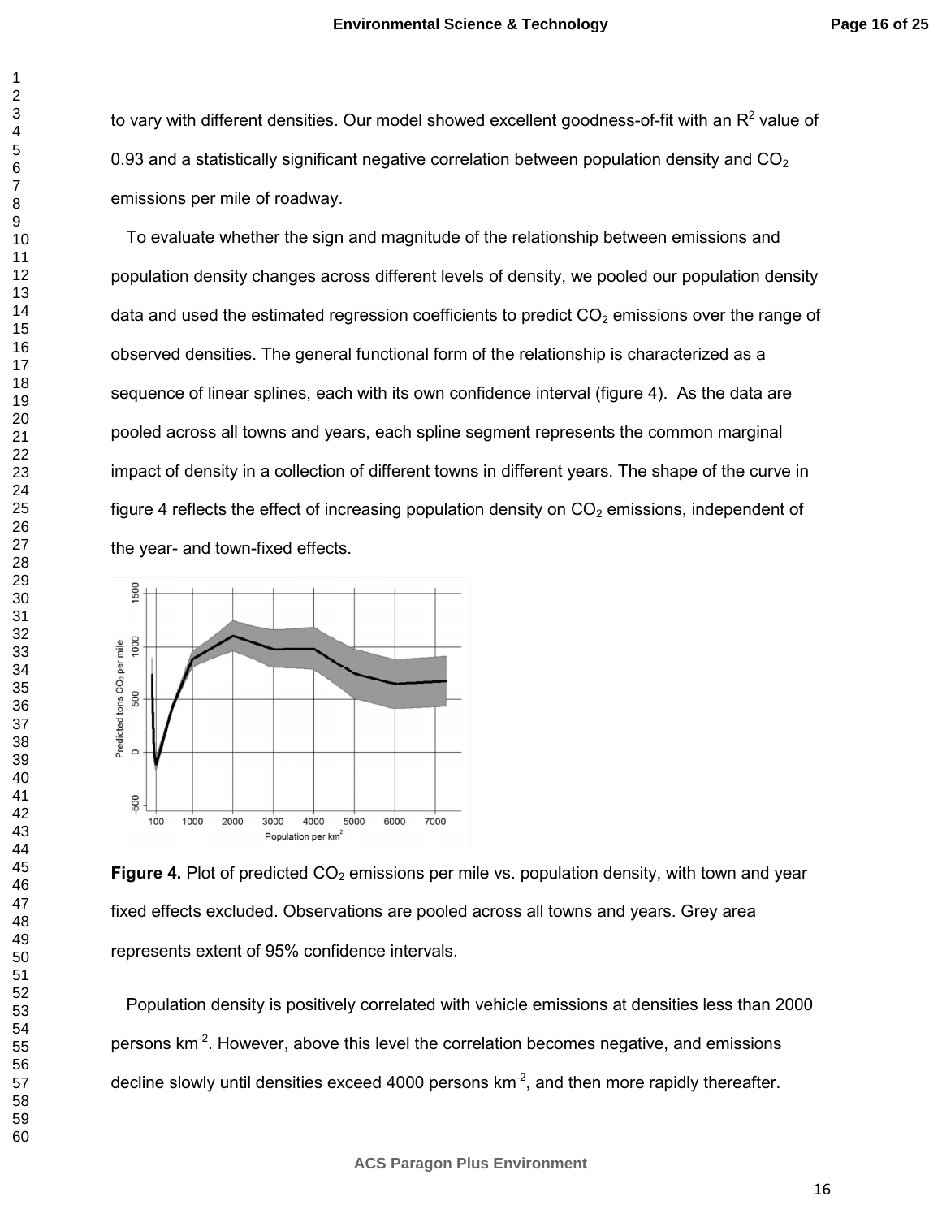to vary with different densities. Our model showed excellent goodness-of-fit with an $R^2$ value of 0.93 and a statistically significant negative correlation between population density and $CO_2$ emissions per mile of roadway.

To evaluate whether the sign and magnitude of the relationship between emissions and population density changes across different levels of density, we pooled our population density data and used the estimated regression coefficients to predict $CO_2$ emissions over the range of observed densities. The general functional form of the relationship is characterized as a sequence of linear splines, each with its own confidence interval (figure 4). As the data are pooled across all towns and years, each spline segment represents the common marginal impact of density in a collection of different towns in different years. The shape of the curve in figure 4 reflects the effect of increasing population density on $CO_2$ emissions, independent of the year- and town-fixed effects.

**Figure 4.** Plot of predicted $CO_2$ emissions per mile vs. population density, with town and year fixed effects excluded. Observations are pooled across all towns and years. Grey area represents extent of 95% confidence intervals.

Population density is positively correlated with vehicle emissions at densities less than 2000 persons $km^{-2}$. However, above this level the correlation becomes negative, and emissions decline slowly until densities exceed 4000 persons $km^{-2}$, and then more rapidly thereafter.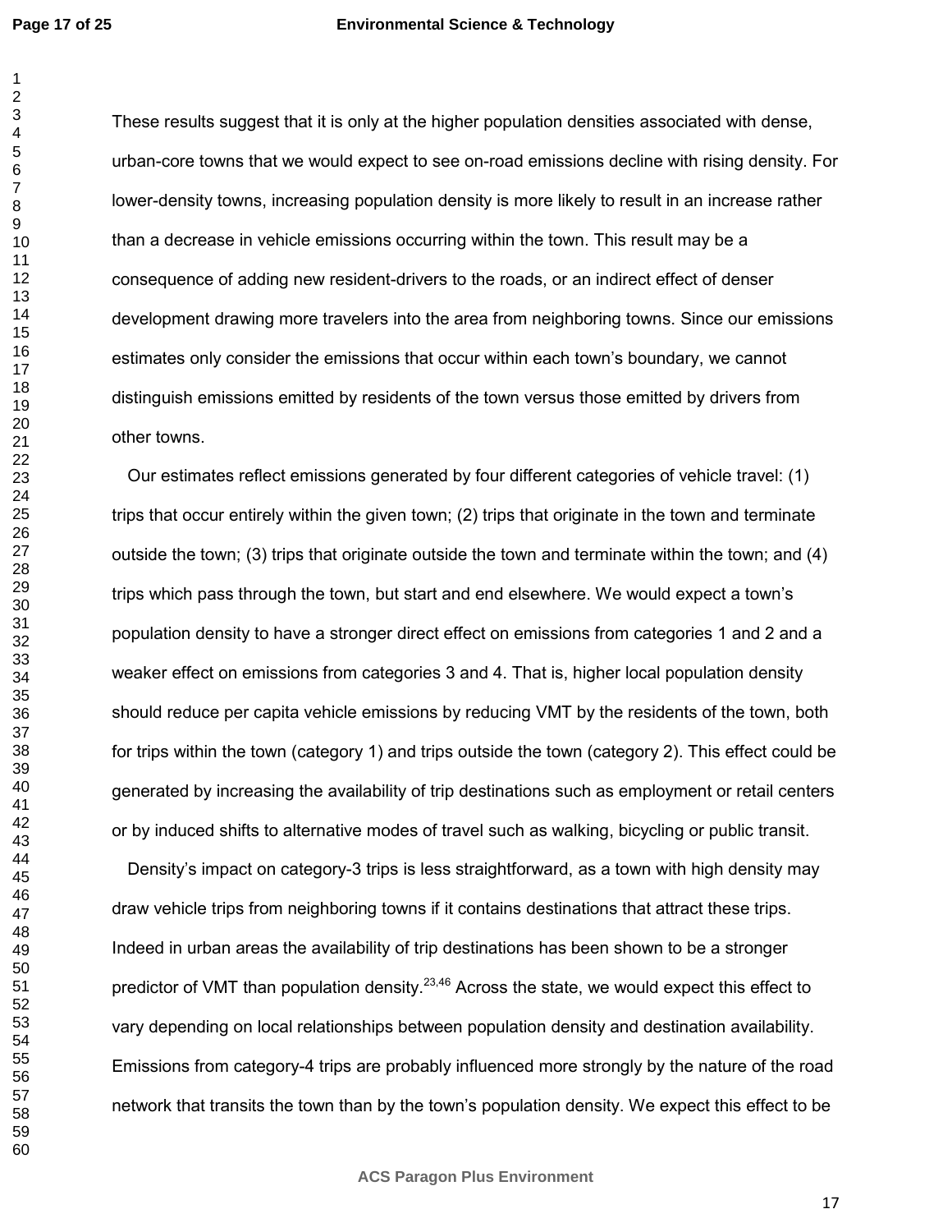These results suggest that it is only at the higher population densities associated with dense, urban-core towns that we would expect to see on-road emissions decline with rising density. For lower-density towns, increasing population density is more likely to result in an increase rather than a decrease in vehicle emissions occurring within the town. This result may be a consequence of adding new resident-drivers to the roads, or an indirect effect of denser development drawing more travelers into the area from neighboring towns. Since our emissions estimates only consider the emissions that occur within each town's boundary, we cannot distinguish emissions emitted by residents of the town versus those emitted by drivers from other towns.

Our estimates reflect emissions generated by four different categories of vehicle travel: (1) trips that occur entirely within the given town; (2) trips that originate in the town and terminate outside the town; (3) trips that originate outside the town and terminate within the town; and (4) trips which pass through the town, but start and end elsewhere. We would expect a town's population density to have a stronger direct effect on emissions from categories 1 and 2 and a weaker effect on emissions from categories 3 and 4. That is, higher local population density should reduce per capita vehicle emissions by reducing VMT by the residents of the town, both for trips within the town (category 1) and trips outside the town (category 2). This effect could be generated by increasing the availability of trip destinations such as employment or retail centers or by induced shifts to alternative modes of travel such as walking, bicycling or public transit.

Density's impact on category-3 trips is less straightforward, as a town with high density may draw vehicle trips from neighboring towns if it contains destinations that attract these trips. Indeed in urban areas the availability of trip destinations has been shown to be a stronger predictor of VMT than population density.[23,46] Across the state, we would expect this effect to vary depending on local relationships between population density and destination availability. Emissions from category-4 trips are probably influenced more strongly by the nature of the road network that transits the town than by the town's population density. We expect this effect to be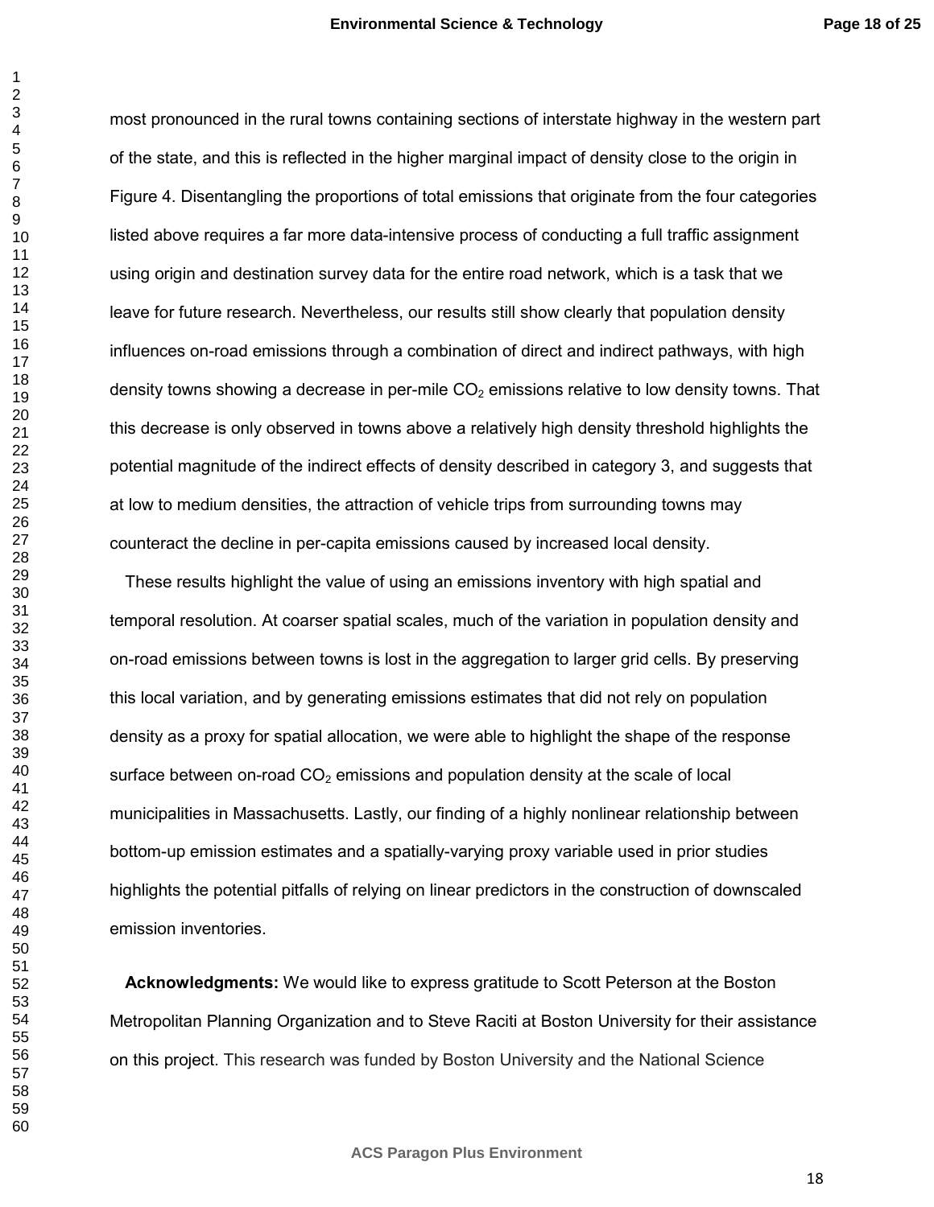most pronounced in the rural towns containing sections of interstate highway in the western part of the state, and this is reflected in the higher marginal impact of density close to the origin in Figure 4. Disentangling the proportions of total emissions that originate from the four categories listed above requires a far more data-intensive process of conducting a full traffic assignment using origin and destination survey data for the entire road network, which is a task that we leave for future research. Nevertheless, our results still show clearly that population density influences on-road emissions through a combination of direct and indirect pathways, with high density towns showing a decrease in per-mile $CO_2$ emissions relative to low density towns. That this decrease is only observed in towns above a relatively high density threshold highlights the potential magnitude of the indirect effects of density described in category 3, and suggests that at low to medium densities, the attraction of vehicle trips from surrounding towns may counteract the decline in per-capita emissions caused by increased local density.

These results highlight the value of using an emissions inventory with high spatial and temporal resolution. At coarser spatial scales, much of the variation in population density and on-road emissions between towns is lost in the aggregation to larger grid cells. By preserving this local variation, and by generating emissions estimates that did not rely on population density as a proxy for spatial allocation, we were able to highlight the shape of the response surface between on-road $CO_2$ emissions and population density at the scale of local municipalities in Massachusetts. Lastly, our finding of a highly nonlinear relationship between bottom-up emission estimates and a spatially-varying proxy variable used in prior studies highlights the potential pitfalls of relying on linear predictors in the construction of downscaled emission inventories.

**Acknowledgments:** We would like to express gratitude to Scott Peterson at the Boston Metropolitan Planning Organization and to Steve Raciti at Boston University for their assistance on this project. This research was funded by Boston University and the National Science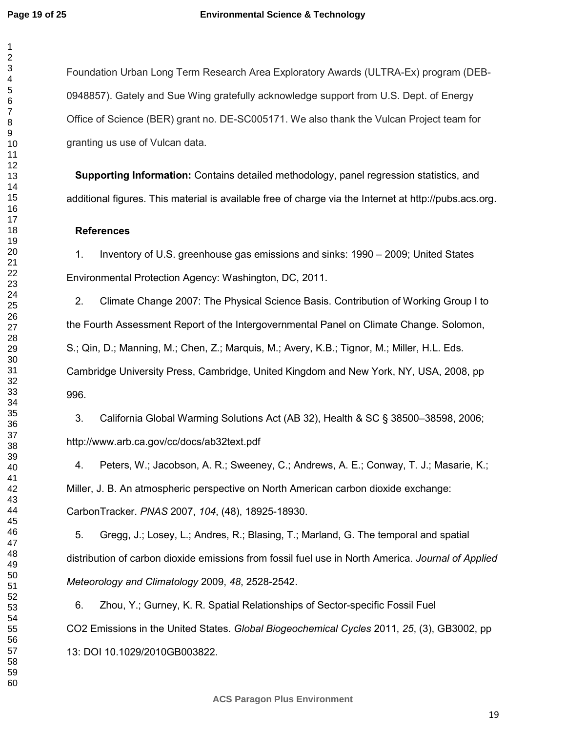Foundation Urban Long Term Research Area Exploratory Awards (ULTRA-Ex) program (DEB-0948857). Gately and Sue Wing gratefully acknowledge support from U.S. Dept. of Energy Office of Science (BER) grant no. DE-SC005171. We also thank the Vulcan Project team for granting us use of Vulcan data.

**Supporting Information:** Contains detailed methodology, panel regression statistics, and additional figures. This material is available free of charge via the Internet at http://pubs.acs.org.

**References**

1. Inventory of U.S. greenhouse gas emissions and sinks: 1990 – 2009; United States Environmental Protection Agency: Washington, DC, 2011.

2. Climate Change 2007: The Physical Science Basis. Contribution of Working Group I to the Fourth Assessment Report of the Intergovernmental Panel on Climate Change. Solomon, S.; Qin, D.; Manning, M.; Chen, Z.; Marquis, M.; Avery, K.B.; Tignor, M.; Miller, H.L. Eds. Cambridge University Press, Cambridge, United Kingdom and New York, NY, USA, 2008, pp 996.

3. California Global Warming Solutions Act (AB 32), Health & SC § 38500–38598, 2006; http://www.arb.ca.gov/cc/docs/ab32text.pdf

4. Peters, W.; Jacobson, A. R.; Sweeney, C.; Andrews, A. E.; Conway, T. J.; Masarie, K.; Miller, J. B. An atmospheric perspective on North American carbon dioxide exchange: CarbonTracker. *PNAS* 2007, *104*, (48), 18925-18930.

5. Gregg, J.; Losey, L.; Andres, R.; Blasing, T.; Marland, G. The temporal and spatial distribution of carbon dioxide emissions from fossil fuel use in North America. *Journal of Applied Meteorology and Climatology* 2009, *48*, 2528-2542.

6. Zhou, Y.; Gurney, K. R. Spatial Relationships of Sector-specific Fossil Fuel CO2 Emissions in the United States. *Global Biogeochemical Cycles* 2011, *25*, (3), GB3002, pp 13: DOI 10.1029/2010GB003822.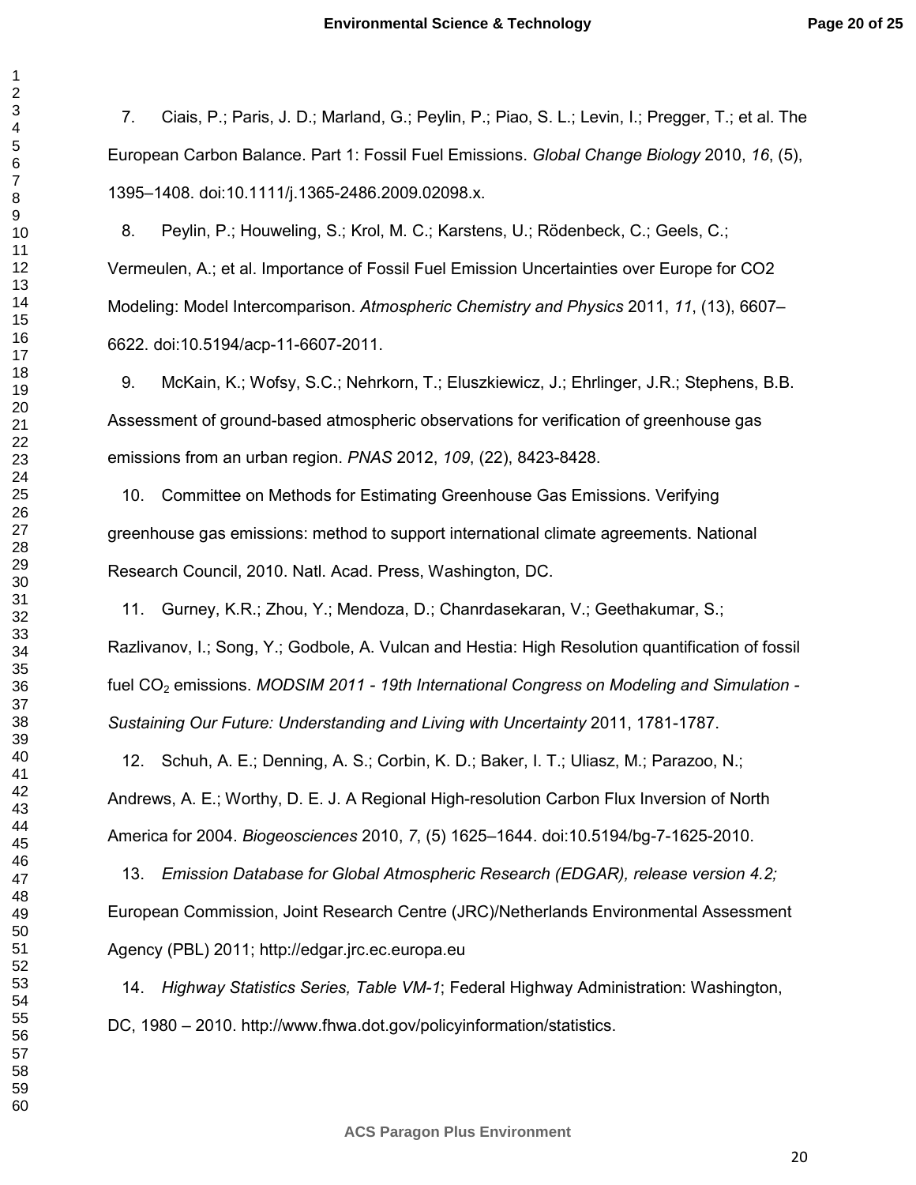7. Ciais, P.; Paris, J. D.; Marland, G.; Peylin, P.; Piao, S. L.; Levin, I.; Pregger, T.; et al. The European Carbon Balance. Part 1: Fossil Fuel Emissions. *Global Change Biology* 2010, *16*, (5), 1395–1408. doi:10.1111/j.1365-2486.2009.02098.x.

8. Peylin, P.; Houweling, S.; Krol, M. C.; Karstens, U.; Rödenbeck, C.; Geels, C.; Vermeulen, A.; et al. Importance of Fossil Fuel Emission Uncertainties over Europe for CO2 Modeling: Model Intercomparison. *Atmospheric Chemistry and Physics* 2011, *11*, (13), 6607–6622. doi:10.5194/acp-11-6607-2011.

9. McKain, K.; Wofsy, S.C.; Nehrkorn, T.; Eluszkiewicz, J.; Ehrlinger, J.R.; Stephens, B.B. Assessment of ground-based atmospheric observations for verification of greenhouse gas emissions from an urban region. *PNAS* 2012, *109*, (22), 8423-8428.

10. Committee on Methods for Estimating Greenhouse Gas Emissions. Verifying greenhouse gas emissions: method to support international climate agreements. National Research Council, 2010. Natl. Acad. Press, Washington, DC.

11. Gurney, K.R.; Zhou, Y.; Mendoza, D.; Chanrdasekaran, V.; Geethakumar, S.; Razlivanov, I.; Song, Y.; Godbole, A. Vulcan and Hestia: High Resolution quantification of fossil fuel $CO_2$ emissions. *MODSIM 2011 - 19th International Congress on Modeling and Simulation - Sustaining Our Future: Understanding and Living with Uncertainty* 2011, 1781-1787.

12. Schuh, A. E.; Denning, A. S.; Corbin, K. D.; Baker, I. T.; Uliasz, M.; Parazoo, N.; Andrews, A. E.; Worthy, D. E. J. A Regional High-resolution Carbon Flux Inversion of North America for 2004. *Biogeosciences* 2010, *7*, (5) 1625–1644. doi:10.5194/bg-7-1625-2010.

13. *Emission Database for Global Atmospheric Research (EDGAR), release version 4.2;* European Commission, Joint Research Centre (JRC)/Netherlands Environmental Assessment Agency (PBL) 2011; http://edgar.jrc.ec.europa.eu

14. *Highway Statistics Series, Table VM-1*; Federal Highway Administration: Washington, DC, 1980 – 2010. http://www.fhwa.dot.gov/policyinformation/statistics.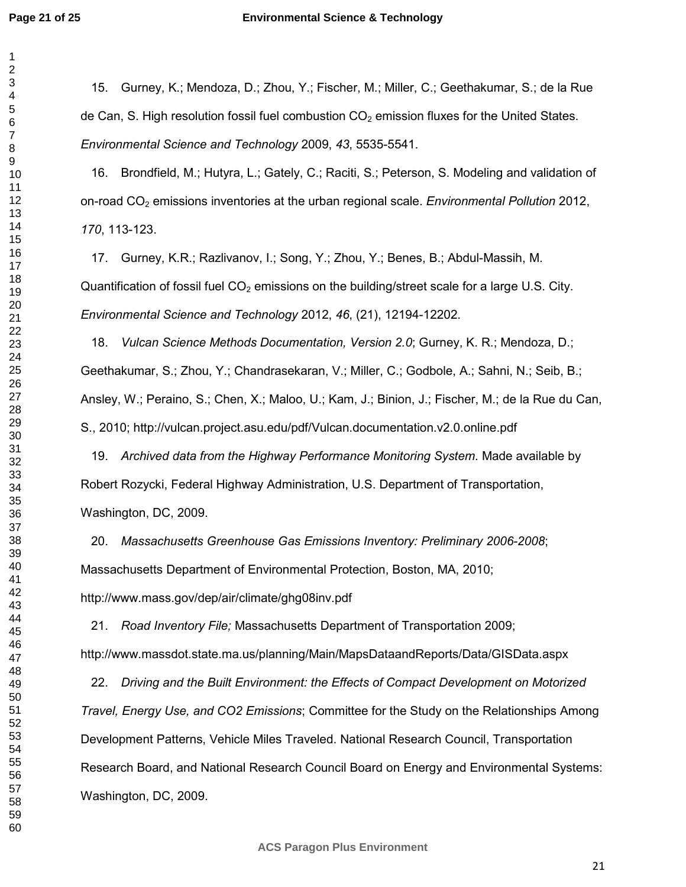15. Gurney, K.; Mendoza, D.; Zhou, Y.; Fischer, M.; Miller, C.; Geethakumar, S.; de la Rue de Can, S. High resolution fossil fuel combustion $CO_2$ emission fluxes for the United States. *Environmental Science and Technology* 2009, *43*, 5535-5541.

16. Brondfield, M.; Hutyra, L.; Gately, C.; Raciti, S.; Peterson, S. Modeling and validation of on-road $CO_2$ emissions inventories at the urban regional scale. *Environmental Pollution* 2012, *170*, 113-123.

17. Gurney, K.R.; Razlivanov, I.; Song, Y.; Zhou, Y.; Benes, B.; Abdul-Massih, M. Quantification of fossil fuel $CO_2$ emissions on the building/street scale for a large U.S. City. *Environmental Science and Technology* 2012, *46*, (21), 12194-12202.

18. *Vulcan Science Methods Documentation, Version 2.0*; Gurney, K. R.; Mendoza, D.; Geethakumar, S.; Zhou, Y.; Chandrasekaran, V.; Miller, C.; Godbole, A.; Sahni, N.; Seib, B.; Ansley, W.; Peraino, S.; Chen, X.; Maloo, U.; Kam, J.; Binion, J.; Fischer, M.; de la Rue du Can, S., 2010; http://vulcan.project.asu.edu/pdf/Vulcan.documentation.v2.0.online.pdf

19. *Archived data from the Highway Performance Monitoring System*. Made available by Robert Rozycki, Federal Highway Administration, U.S. Department of Transportation, Washington, DC, 2009.

20. *Massachusetts Greenhouse Gas Emissions Inventory: Preliminary 2006-2008*; Massachusetts Department of Environmental Protection, Boston, MA, 2010; http://www.mass.gov/dep/air/climate/ghg08inv.pdf

21. *Road Inventory File;* Massachusetts Department of Transportation 2009; http://www.massdot.state.ma.us/planning/Main/MapsDataandReports/Data/GISData.aspx

22. *Driving and the Built Environment: the Effects of Compact Development on Motorized Travel, Energy Use, and CO2 Emissions*; Committee for the Study on the Relationships Among Development Patterns, Vehicle Miles Traveled. National Research Council, Transportation Research Board, and National Research Council Board on Energy and Environmental Systems: Washington, DC, 2009.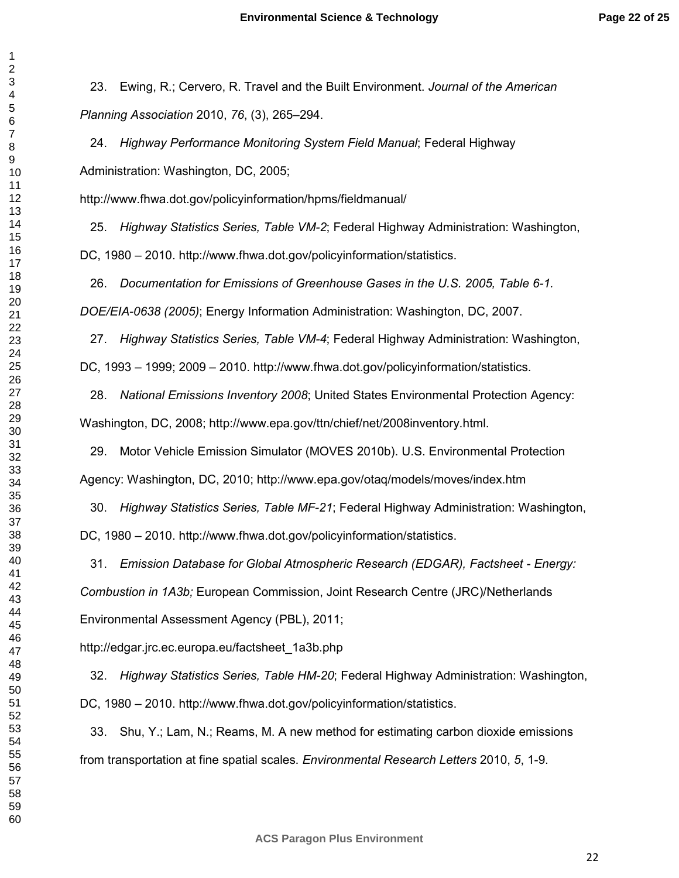23. Ewing, R.; Cervero, R. Travel and the Built Environment. *Journal of the American Planning Association* 2010, *76*, (3), 265–294.

24. *Highway Performance Monitoring System Field Manual*; Federal Highway Administration: Washington, DC, 2005; http://www.fhwa.dot.gov/policyinformation/hpms/fieldmanual/

25. *Highway Statistics Series, Table VM-2*; Federal Highway Administration: Washington, DC, 1980 – 2010. http://www.fhwa.dot.gov/policyinformation/statistics.

26. *Documentation for Emissions of Greenhouse Gases in the U.S. 2005, Table 6-1. DOE/EIA-0638 (2005)*; Energy Information Administration: Washington, DC, 2007.

27. *Highway Statistics Series, Table VM-4*; Federal Highway Administration: Washington, DC, 1993 – 1999; 2009 – 2010. http://www.fhwa.dot.gov/policyinformation/statistics.

28. *National Emissions Inventory 2008*; United States Environmental Protection Agency: Washington, DC, 2008; http://www.epa.gov/ttn/chief/net/2008inventory.html.

29. Motor Vehicle Emission Simulator (MOVES 2010b). U.S. Environmental Protection Agency: Washington, DC, 2010; http://www.epa.gov/otaq/models/moves/index.htm

30. *Highway Statistics Series, Table MF-21*; Federal Highway Administration: Washington, DC, 1980 – 2010. http://www.fhwa.dot.gov/policyinformation/statistics.

31. *Emission Database for Global Atmospheric Research (EDGAR), Factsheet - Energy: Combustion in 1A3b;* European Commission, Joint Research Centre (JRC)/Netherlands Environmental Assessment Agency (PBL), 2011; http://edgar.jrc.ec.europa.eu/factsheet_1a3b.php

32. *Highway Statistics Series, Table HM-20*; Federal Highway Administration: Washington, DC, 1980 – 2010. http://www.fhwa.dot.gov/policyinformation/statistics.

33. Shu, Y.; Lam, N.; Reams, M. A new method for estimating carbon dioxide emissions from transportation at fine spatial scales. *Environmental Research Letters* 2010, *5*, 1-9.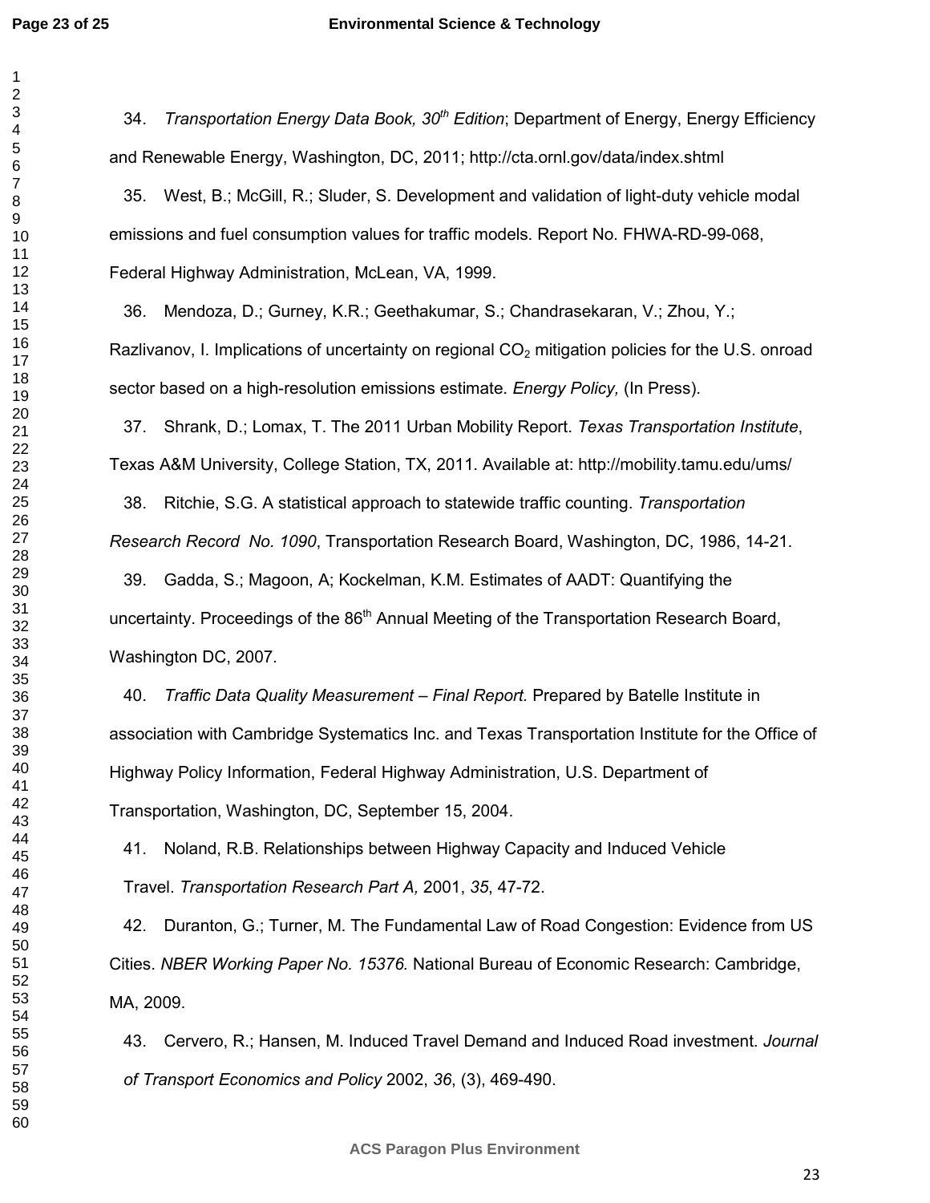34. *Transportation Energy Data Book, 30th Edition*; Department of Energy, Energy Efficiency and Renewable Energy, Washington, DC, 2011; http://cta.ornl.gov/data/index.shtml

35. West, B.; McGill, R.; Sluder, S. Development and validation of light-duty vehicle modal emissions and fuel consumption values for traffic models. Report No. FHWA-RD-99-068, Federal Highway Administration, McLean, VA, 1999.

36. Mendoza, D.; Gurney, K.R.; Geethakumar, S.; Chandrasekaran, V.; Zhou, Y.; Razlivanov, I. Implications of uncertainty on regional $CO_2$ mitigation policies for the U.S. onroad sector based on a high-resolution emissions estimate. *Energy Policy,* (In Press).

37. Shrank, D.; Lomax, T. The 2011 Urban Mobility Report. *Texas Transportation Institute*, Texas A&M University, College Station, TX, 2011. Available at: http://mobility.tamu.edu/ums/

38. Ritchie, S.G. A statistical approach to statewide traffic counting. *Transportation Research Record No. 1090*, Transportation Research Board, Washington, DC, 1986, 14-21.

39. Gadda, S.; Magoon, A; Kockelman, K.M. Estimates of AADT: Quantifying the uncertainty. Proceedings of the 86th Annual Meeting of the Transportation Research Board, Washington DC, 2007.

40. *Traffic Data Quality Measurement – Final Report.* Prepared by Batelle Institute in association with Cambridge Systematics Inc. and Texas Transportation Institute for the Office of Highway Policy Information, Federal Highway Administration, U.S. Department of Transportation, Washington, DC, September 15, 2004.

41. Noland, R.B. Relationships between Highway Capacity and Induced Vehicle Travel. *Transportation Research Part A,* 2001, *35*, 47-72.

42. Duranton, G.; Turner, M. The Fundamental Law of Road Congestion: Evidence from US Cities. *NBER Working Paper No. 15376.* National Bureau of Economic Research: Cambridge, MA, 2009.

43. Cervero, R.; Hansen, M. Induced Travel Demand and Induced Road investment. *Journal of Transport Economics and Policy* 2002, *36*, (3), 469-490.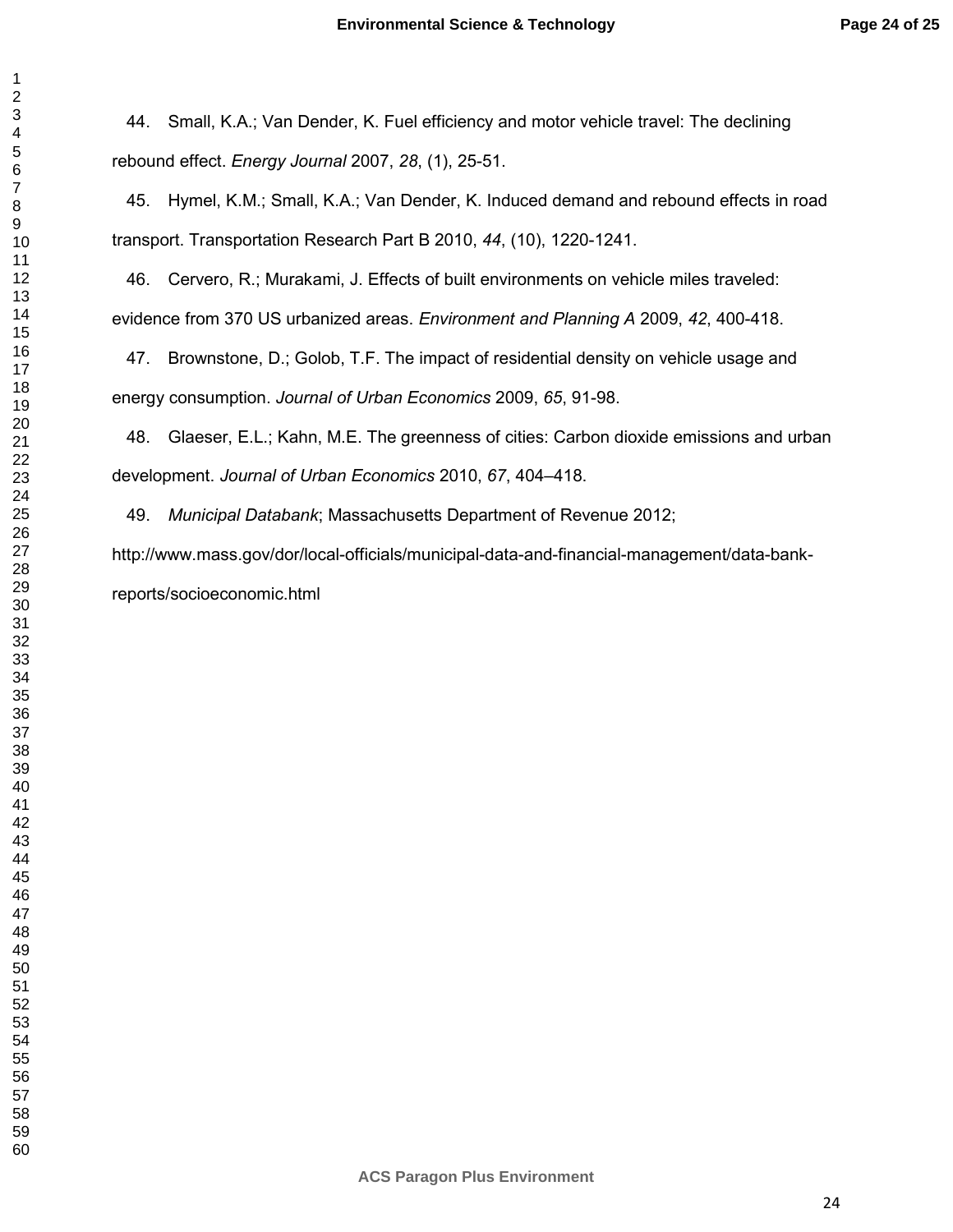44. Small, K.A.; Van Dender, K. Fuel efficiency and motor vehicle travel: The declining rebound effect. *Energy Journal* 2007, *28*, (1), 25-51.

45. Hymel, K.M.; Small, K.A.; Van Dender, K. Induced demand and rebound effects in road transport. Transportation Research Part B 2010, *44*, (10), 1220-1241.

46. Cervero, R.; Murakami, J. Effects of built environments on vehicle miles traveled: evidence from 370 US urbanized areas. *Environment and Planning A* 2009, *42*, 400-418.

47. Brownstone, D.; Golob, T.F. The impact of residential density on vehicle usage and energy consumption. *Journal of Urban Economics* 2009, *65*, 91-98.

48. Glaeser, E.L.; Kahn, M.E. The greenness of cities: Carbon dioxide emissions and urban development. *Journal of Urban Economics* 2010, *67*, 404–418.

49. *Municipal Databank*; Massachusetts Department of Revenue 2012; http://www.mass.gov/dor/local-officials/municipal-data-and-financial-management/data-bank-reports/socioeconomic.html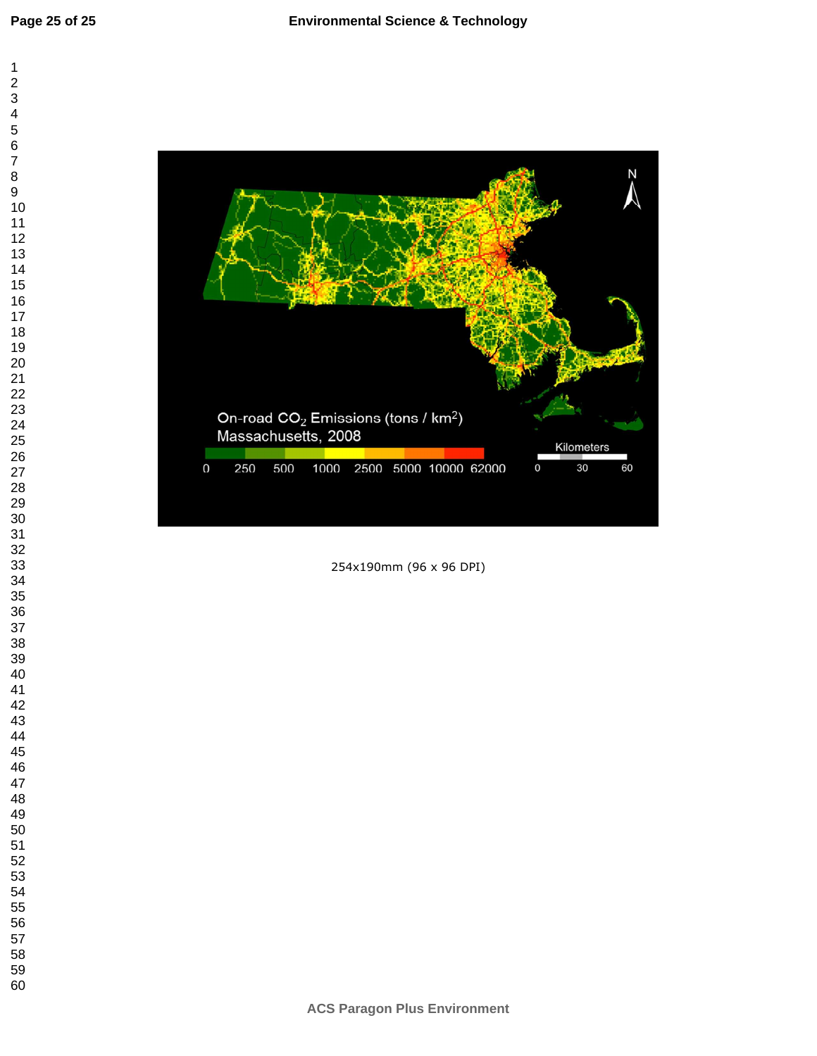On-road $CO_2$ Emissions (tons / km$^2$)
Massachusetts, 2008

0 250 500 1000 2500 5000 10000 62000

Kilometers
0 30 60

N

254x190mm (96 x 96 DPI)